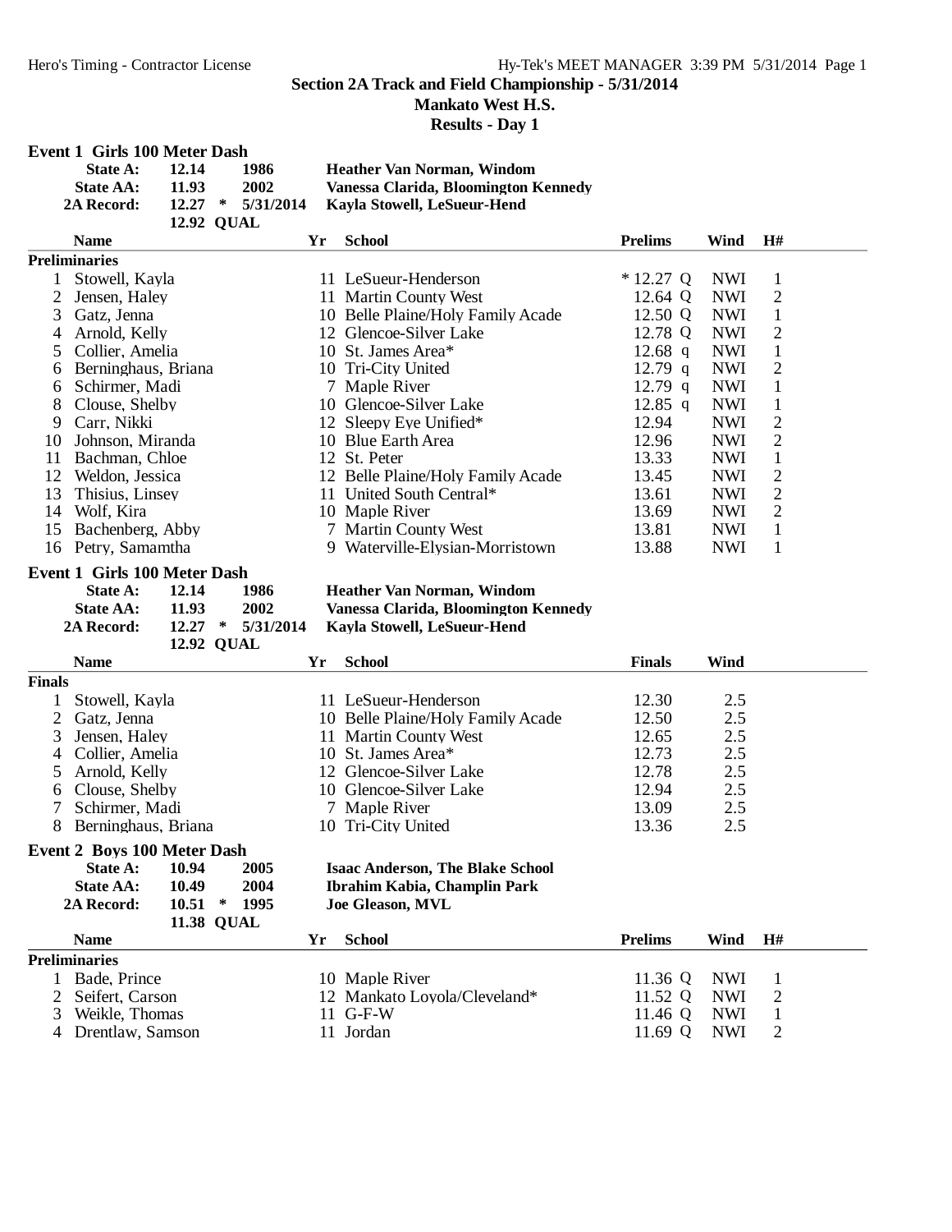# Section 2A Track and Field Championship - 5/31/2014

## Mankato West H.S.

## Results - Day 1

### Event 1 Girls 100 Meter Dash

| | | | | |
|---|---|---|---|---|
| State A: | 12.14 | | 1986 | Heather Van Norman, Windom |
| State AA: | 11.93 | | 2002 | Vanessa Clarida, Bloomington Kennedy |
| 2A Record: | 12.27 | * | 5/31/2014 | Kayla Stowell, LeSueur-Hend |
| | 12.92 | QUAL | | |

**Preliminaries**

| | Name | Yr | School | Prelims | | Wind | H# |
|---|---|---|---|---|---|---|---|
| 1 | Stowell, Kayla | 11 | LeSueur-Henderson | * 12.27 | Q | NWI | 1 |
| 2 | Jensen, Haley | 11 | Martin County West | 12.64 | Q | NWI | 2 |
| 3 | Gatz, Jenna | 10 | Belle Plaine/Holy Family Acade | 12.50 | Q | NWI | 1 |
| 4 | Arnold, Kelly | 12 | Glencoe-Silver Lake | 12.78 | Q | NWI | 2 |
| 5 | Collier, Amelia | 10 | St. James Area* | 12.68 | q | NWI | 1 |
| 6 | Berninghaus, Briana | 10 | Tri-City United | 12.79 | q | NWI | 2 |
| 6 | Schirmer, Madi | 7 | Maple River | 12.79 | q | NWI | 1 |
| 8 | Clouse, Shelby | 10 | Glencoe-Silver Lake | 12.85 | q | NWI | 1 |
| 9 | Carr, Nikki | 12 | Sleepy Eye Unified* | 12.94 | | NWI | 2 |
| 10 | Johnson, Miranda | 10 | Blue Earth Area | 12.96 | | NWI | 2 |
| 11 | Bachman, Chloe | 12 | St. Peter | 13.33 | | NWI | 1 |
| 12 | Weldon, Jessica | 12 | Belle Plaine/Holy Family Acade | 13.45 | | NWI | 2 |
| 13 | Thisius, Linsey | 11 | United South Central* | 13.61 | | NWI | 2 |
| 14 | Wolf, Kira | 10 | Maple River | 13.69 | | NWI | 2 |
| 15 | Bachenberg, Abby | 7 | Martin County West | 13.81 | | NWI | 1 |
| 16 | Petry, Samamtha | 9 | Waterville-Elysian-Morristown | 13.88 | | NWI | 1 |

### Event 1 Girls 100 Meter Dash

| | | | | |
|---|---|---|---|---|
| State A: | 12.14 | | 1986 | Heather Van Norman, Windom |
| State AA: | 11.93 | | 2002 | Vanessa Clarida, Bloomington Kennedy |
| 2A Record: | 12.27 | * | 5/31/2014 | Kayla Stowell, LeSueur-Hend |
| | 12.92 | QUAL | | |

**Finals**

| | Name | Yr | School | Finals | Wind |
|---|---|---|---|---|---|
| 1 | Stowell, Kayla | 11 | LeSueur-Henderson | 12.30 | 2.5 |
| 2 | Gatz, Jenna | 10 | Belle Plaine/Holy Family Acade | 12.50 | 2.5 |
| 3 | Jensen, Haley | 11 | Martin County West | 12.65 | 2.5 |
| 4 | Collier, Amelia | 10 | St. James Area* | 12.73 | 2.5 |
| 5 | Arnold, Kelly | 12 | Glencoe-Silver Lake | 12.78 | 2.5 |
| 6 | Clouse, Shelby | 10 | Glencoe-Silver Lake | 12.94 | 2.5 |
| 7 | Schirmer, Madi | 7 | Maple River | 13.09 | 2.5 |
| 8 | Berninghaus, Briana | 10 | Tri-City United | 13.36 | 2.5 |

### Event 2 Boys 100 Meter Dash

| | | | | |
|---|---|---|---|---|
| State A: | 10.94 | | 2005 | Isaac Anderson, The Blake School |
| State AA: | 10.49 | | 2004 | Ibrahim Kabia, Champlin Park |
| 2A Record: | 10.51 | * | 1995 | Joe Gleason, MVL |
| | 11.38 | QUAL | | |

**Preliminaries**

| | Name | Yr | School | Prelims | | Wind | H# |
|---|---|---|---|---|---|---|---|
| 1 | Bade, Prince | 10 | Maple River | 11.36 | Q | NWI | 1 |
| 2 | Seifert, Carson | 12 | Mankato Loyola/Cleveland* | 11.52 | Q | NWI | 2 |
| 3 | Weikle, Thomas | 11 | G-F-W | 11.46 | Q | NWI | 1 |
| 4 | Drentlaw, Samson | 11 | Jordan | 11.69 | Q | NWI | 2 |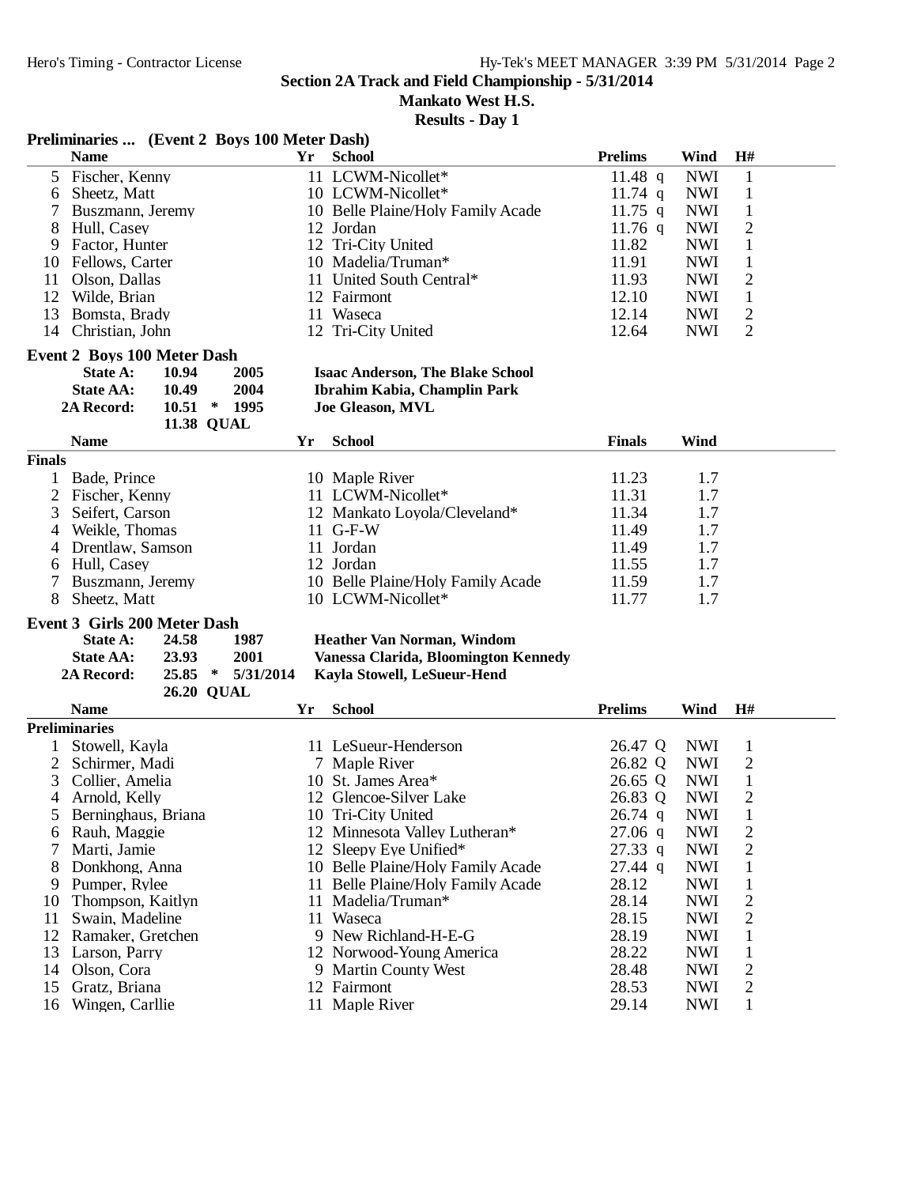# Section 2A Track and Field Championship - 5/31/2014

## Mankato West H.S.

## Results - Day 1

### Preliminaries ... (Event 2 Boys 100 Meter Dash)

| | Name | Yr | School | Prelims | | Wind | H# |
|---|---|---|---|---|---|---|---|
| 5 | Fischer, Kenny | 11 | LCWM-Nicollet* | 11.48 | q | NWI | 1 |
| 6 | Sheetz, Matt | 10 | LCWM-Nicollet* | 11.74 | q | NWI | 1 |
| 7 | Buszmann, Jeremy | 10 | Belle Plaine/Holy Family Acade | 11.75 | q | NWI | 1 |
| 8 | Hull, Casey | 12 | Jordan | 11.76 | q | NWI | 2 |
| 9 | Factor, Hunter | 12 | Tri-City United | 11.82 | | NWI | 1 |
| 10 | Fellows, Carter | 10 | Madelia/Truman* | 11.91 | | NWI | 1 |
| 11 | Olson, Dallas | 11 | United South Central* | 11.93 | | NWI | 2 |
| 12 | Wilde, Brian | 12 | Fairmont | 12.10 | | NWI | 1 |
| 13 | Bomsta, Brady | 11 | Waseca | 12.14 | | NWI | 2 |
| 14 | Christian, John | 12 | Tri-City United | 12.64 | | NWI | 2 |

### Event 2 Boys 100 Meter Dash

| | | | | |
|---|---|---|---|---|
| State A: | 10.94 | | 2005 | Isaac Anderson, The Blake School |
| State AA: | 10.49 | | 2004 | Ibrahim Kabia, Champlin Park |
| 2A Record: | 10.51 | * | 1995 | Joe Gleason, MVL |
| | 11.38 | QUAL | | |

**Finals**

| | Name | Yr | School | Finals | Wind |
|---|---|---|---|---|---|
| 1 | Bade, Prince | 10 | Maple River | 11.23 | 1.7 |
| 2 | Fischer, Kenny | 11 | LCWM-Nicollet* | 11.31 | 1.7 |
| 3 | Seifert, Carson | 12 | Mankato Loyola/Cleveland* | 11.34 | 1.7 |
| 4 | Weikle, Thomas | 11 | G-F-W | 11.49 | 1.7 |
| 4 | Drentlaw, Samson | 11 | Jordan | 11.49 | 1.7 |
| 6 | Hull, Casey | 12 | Jordan | 11.55 | 1.7 |
| 7 | Buszmann, Jeremy | 10 | Belle Plaine/Holy Family Acade | 11.59 | 1.7 |
| 8 | Sheetz, Matt | 10 | LCWM-Nicollet* | 11.77 | 1.7 |

### Event 3 Girls 200 Meter Dash

| | | | | |
|---|---|---|---|---|
| State A: | 24.58 | | 1987 | Heather Van Norman, Windom |
| State AA: | 23.93 | | 2001 | Vanessa Clarida, Bloomington Kennedy |
| 2A Record: | 25.85 | * | 5/31/2014 | Kayla Stowell, LeSueur-Hend |
| | 26.20 | QUAL | | |

**Preliminaries**

| | Name | Yr | School | Prelims | | Wind | H# |
|---|---|---|---|---|---|---|---|
| 1 | Stowell, Kayla | 11 | LeSueur-Henderson | 26.47 | Q | NWI | 1 |
| 2 | Schirmer, Madi | 7 | Maple River | 26.82 | Q | NWI | 2 |
| 3 | Collier, Amelia | 10 | St. James Area* | 26.65 | Q | NWI | 1 |
| 4 | Arnold, Kelly | 12 | Glencoe-Silver Lake | 26.83 | Q | NWI | 2 |
| 5 | Berninghaus, Briana | 10 | Tri-City United | 26.74 | q | NWI | 1 |
| 6 | Rauh, Maggie | 12 | Minnesota Valley Lutheran* | 27.06 | q | NWI | 2 |
| 7 | Marti, Jamie | 12 | Sleepy Eye Unified* | 27.33 | q | NWI | 2 |
| 8 | Donkhong, Anna | 10 | Belle Plaine/Holy Family Acade | 27.44 | q | NWI | 1 |
| 9 | Pumper, Rylee | 11 | Belle Plaine/Holy Family Acade | 28.12 | | NWI | 1 |
| 10 | Thompson, Kaitlyn | 11 | Madelia/Truman* | 28.14 | | NWI | 2 |
| 11 | Swain, Madeline | 11 | Waseca | 28.15 | | NWI | 2 |
| 12 | Ramaker, Gretchen | 9 | New Richland-H-E-G | 28.19 | | NWI | 1 |
| 13 | Larson, Parry | 12 | Norwood-Young America | 28.22 | | NWI | 1 |
| 14 | Olson, Cora | 9 | Martin County West | 28.48 | | NWI | 2 |
| 15 | Gratz, Briana | 12 | Fairmont | 28.53 | | NWI | 2 |
| 16 | Wingen, Carllie | 11 | Maple River | 29.14 | | NWI | 1 |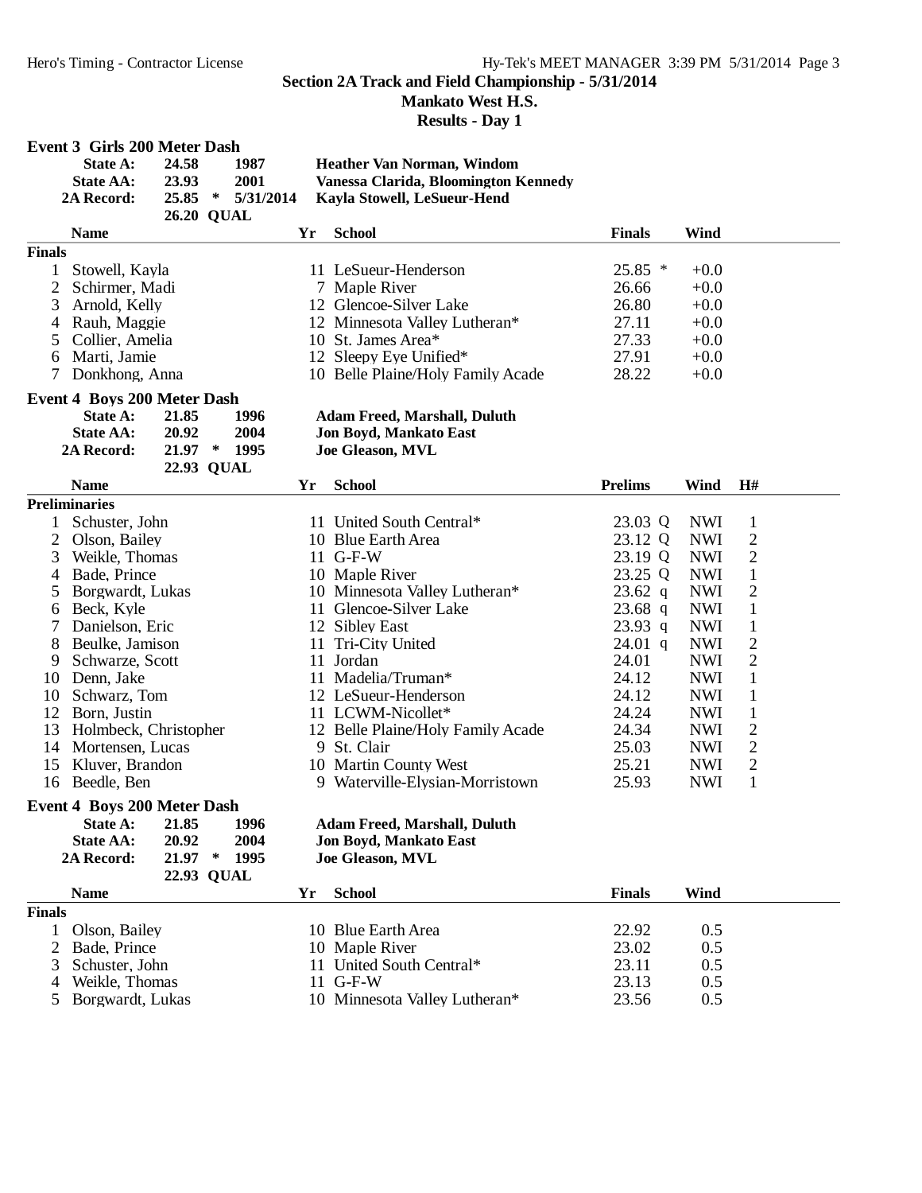## Section 2A Track and Field Championship - 5/31/2014

**Mankato West H.S.**

**Results - Day 1**

### Event 3 Girls 200 Meter Dash

| | | | | |
|---|---|---|---|---|
| **State A:** | 24.58 | | 1987 | Heather Van Norman, Windom |
| **State AA:** | 23.93 | | 2001 | Vanessa Clarida, Bloomington Kennedy |
| **2A Record:** | 25.85 | * | 5/31/2014 | Kayla Stowell, LeSueur-Hend |
| | 26.20 | QUAL | | |

**Finals**

| | Name | Yr | School | Finals | Wind |
|---|---|---|---|---|---|
| 1 | Stowell, Kayla | 11 | LeSueur-Henderson | 25.85 * | +0.0 |
| 2 | Schirmer, Madi | 7 | Maple River | 26.66 | +0.0 |
| 3 | Arnold, Kelly | 12 | Glencoe-Silver Lake | 26.80 | +0.0 |
| 4 | Rauh, Maggie | 12 | Minnesota Valley Lutheran* | 27.11 | +0.0 |
| 5 | Collier, Amelia | 10 | St. James Area* | 27.33 | +0.0 |
| 6 | Marti, Jamie | 12 | Sleepy Eye Unified* | 27.91 | +0.0 |
| 7 | Donkhong, Anna | 10 | Belle Plaine/Holy Family Acade | 28.22 | +0.0 |

### Event 4 Boys 200 Meter Dash

| | | | | |
|---|---|---|---|---|
| **State A:** | 21.85 | | 1996 | Adam Freed, Marshall, Duluth |
| **State AA:** | 20.92 | | 2004 | Jon Boyd, Mankato East |
| **2A Record:** | 21.97 | * | 1995 | Joe Gleason, MVL |
| | 22.93 | QUAL | | |

**Preliminaries**

| | Name | Yr | School | Prelims | | Wind | H# |
|---|---|---|---|---|---|---|---|
| 1 | Schuster, John | 11 | United South Central* | 23.03 | Q | NWI | 1 |
| 2 | Olson, Bailey | 10 | Blue Earth Area | 23.12 | Q | NWI | 2 |
| 3 | Weikle, Thomas | 11 | G-F-W | 23.19 | Q | NWI | 2 |
| 4 | Bade, Prince | 10 | Maple River | 23.25 | Q | NWI | 1 |
| 5 | Borgwardt, Lukas | 10 | Minnesota Valley Lutheran* | 23.62 | q | NWI | 2 |
| 6 | Beck, Kyle | 11 | Glencoe-Silver Lake | 23.68 | q | NWI | 1 |
| 7 | Danielson, Eric | 12 | Sibley East | 23.93 | q | NWI | 1 |
| 8 | Beulke, Jamison | 11 | Tri-City United | 24.01 | q | NWI | 2 |
| 9 | Schwarze, Scott | 11 | Jordan | 24.01 | | NWI | 2 |
| 10 | Denn, Jake | 11 | Madelia/Truman* | 24.12 | | NWI | 1 |
| 10 | Schwarz, Tom | 12 | LeSueur-Henderson | 24.12 | | NWI | 1 |
| 12 | Born, Justin | 11 | LCWM-Nicollet* | 24.24 | | NWI | 1 |
| 13 | Holmbeck, Christopher | 12 | Belle Plaine/Holy Family Acade | 24.34 | | NWI | 2 |
| 14 | Mortensen, Lucas | 9 | St. Clair | 25.03 | | NWI | 2 |
| 15 | Kluver, Brandon | 10 | Martin County West | 25.21 | | NWI | 2 |
| 16 | Beedle, Ben | 9 | Waterville-Elysian-Morristown | 25.93 | | NWI | 1 |

### Event 4 Boys 200 Meter Dash

| | | | | |
|---|---|---|---|---|
| **State A:** | 21.85 | | 1996 | Adam Freed, Marshall, Duluth |
| **State AA:** | 20.92 | | 2004 | Jon Boyd, Mankato East |
| **2A Record:** | 21.97 | * | 1995 | Joe Gleason, MVL |
| | 22.93 | QUAL | | |

**Finals**

| | Name | Yr | School | Finals | Wind |
|---|---|---|---|---|---|
| 1 | Olson, Bailey | 10 | Blue Earth Area | 22.92 | 0.5 |
| 2 | Bade, Prince | 10 | Maple River | 23.02 | 0.5 |
| 3 | Schuster, John | 11 | United South Central* | 23.11 | 0.5 |
| 4 | Weikle, Thomas | 11 | G-F-W | 23.13 | 0.5 |
| 5 | Borgwardt, Lukas | 10 | Minnesota Valley Lutheran* | 23.56 | 0.5 |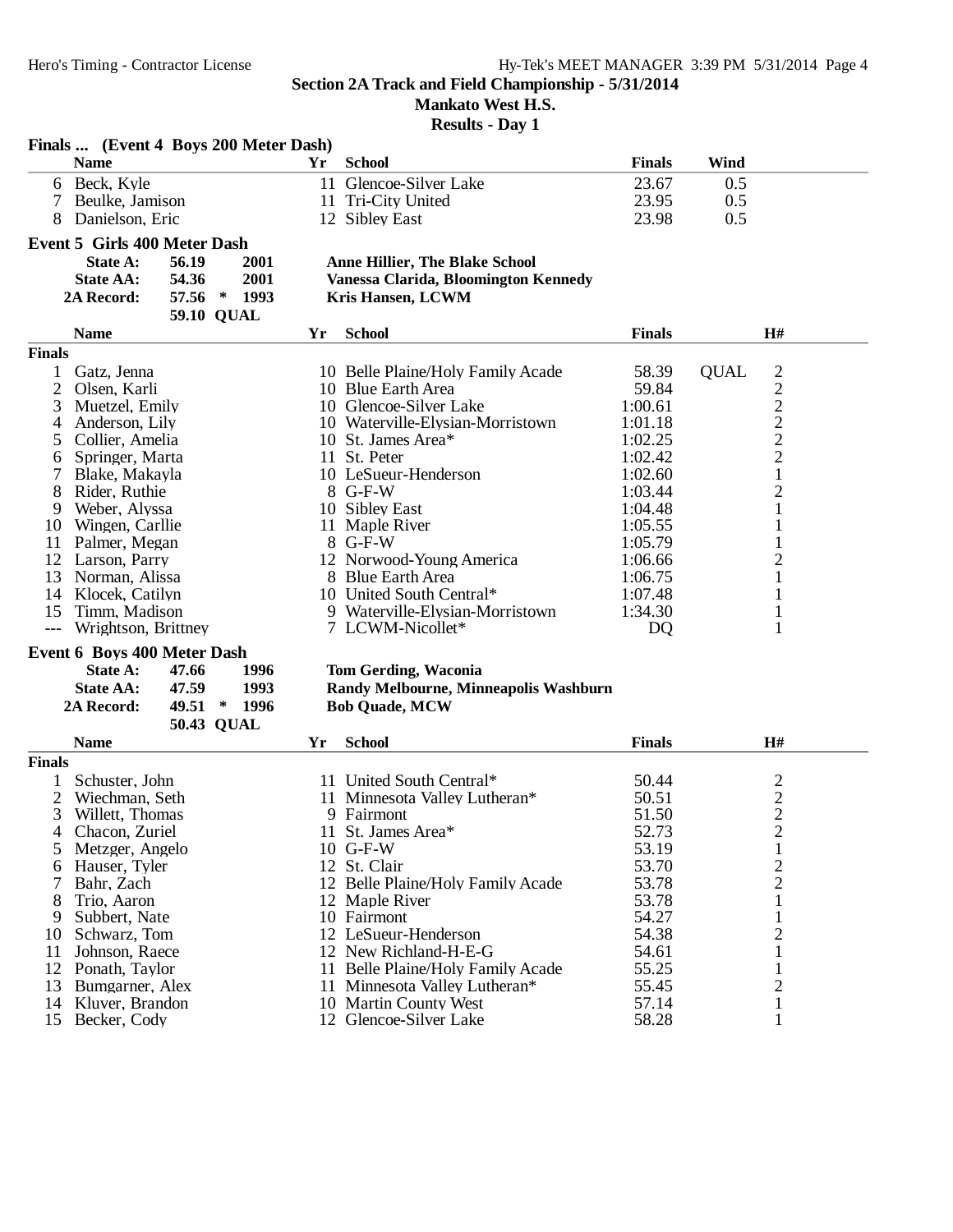## Section 2A Track and Field Championship - 5/31/2014

**Mankato West H.S.**

**Results - Day 1**

### Finals ... (Event 4 Boys 200 Meter Dash)

| | Name | Yr | School | Finals | Wind |
|---|---|---|---|---|---|
| 6 | Beck, Kyle | 11 | Glencoe-Silver Lake | 23.67 | 0.5 |
| 7 | Beulke, Jamison | 11 | Tri-City United | 23.95 | 0.5 |
| 8 | Danielson, Eric | 12 | Sibley East | 23.98 | 0.5 |

### Event 5 Girls 400 Meter Dash

| | | | |
|---|---|---|---|
| **State A:** | **56.19** | **2001** | **Anne Hillier, The Blake School** |
| **State AA:** | **54.36** | **2001** | **Vanessa Clarida, Bloomington Kennedy** |
| **2A Record:** | **57.56 \*** | **1993** | **Kris Hansen, LCWM** |
| | **59.10 QUAL** | | |

**Finals**

| | Name | Yr | School | Finals | | H# |
|---|---|---|---|---|---|---|
| 1 | Gatz, Jenna | 10 | Belle Plaine/Holy Family Acade | 58.39 | QUAL | 2 |
| 2 | Olsen, Karli | 10 | Blue Earth Area | 59.84 | | 2 |
| 3 | Muetzel, Emily | 10 | Glencoe-Silver Lake | 1:00.61 | | 2 |
| 4 | Anderson, Lily | 10 | Waterville-Elysian-Morristown | 1:01.18 | | 2 |
| 5 | Collier, Amelia | 10 | St. James Area* | 1:02.25 | | 2 |
| 6 | Springer, Marta | 11 | St. Peter | 1:02.42 | | 2 |
| 7 | Blake, Makayla | 10 | LeSueur-Henderson | 1:02.60 | | 1 |
| 8 | Rider, Ruthie | 8 | G-F-W | 1:03.44 | | 2 |
| 9 | Weber, Alyssa | 10 | Sibley East | 1:04.48 | | 1 |
| 10 | Wingen, Carllie | 11 | Maple River | 1:05.55 | | 1 |
| 11 | Palmer, Megan | 8 | G-F-W | 1:05.79 | | 1 |
| 12 | Larson, Parry | 12 | Norwood-Young America | 1:06.66 | | 2 |
| 13 | Norman, Alissa | 8 | Blue Earth Area | 1:06.75 | | 1 |
| 14 | Klocek, Catilyn | 10 | United South Central* | 1:07.48 | | 1 |
| 15 | Timm, Madison | 9 | Waterville-Elysian-Morristown | 1:34.30 | | 1 |
| --- | Wrightson, Brittney | 7 | LCWM-Nicollet* | DQ | | 1 |

### Event 6 Boys 400 Meter Dash

| | | | |
|---|---|---|---|
| **State A:** | **47.66** | **1996** | **Tom Gerding, Waconia** |
| **State AA:** | **47.59** | **1993** | **Randy Melbourne, Minneapolis Washburn** |
| **2A Record:** | **49.51 \*** | **1996** | **Bob Quade, MCW** |
| | **50.43 QUAL** | | |

**Finals**

| | Name | Yr | School | Finals | H# |
|---|---|---|---|---|---|
| 1 | Schuster, John | 11 | United South Central* | 50.44 | 2 |
| 2 | Wiechman, Seth | 11 | Minnesota Valley Lutheran* | 50.51 | 2 |
| 3 | Willett, Thomas | 9 | Fairmont | 51.50 | 2 |
| 4 | Chacon, Zuriel | 11 | St. James Area* | 52.73 | 2 |
| 5 | Metzger, Angelo | 10 | G-F-W | 53.19 | 1 |
| 6 | Hauser, Tyler | 12 | St. Clair | 53.70 | 2 |
| 7 | Bahr, Zach | 12 | Belle Plaine/Holy Family Acade | 53.78 | 2 |
| 8 | Trio, Aaron | 12 | Maple River | 53.78 | 1 |
| 9 | Subbert, Nate | 10 | Fairmont | 54.27 | 1 |
| 10 | Schwarz, Tom | 12 | LeSueur-Henderson | 54.38 | 2 |
| 11 | Johnson, Raece | 12 | New Richland-H-E-G | 54.61 | 1 |
| 12 | Ponath, Taylor | 11 | Belle Plaine/Holy Family Acade | 55.25 | 1 |
| 13 | Bumgarner, Alex | 11 | Minnesota Valley Lutheran* | 55.45 | 2 |
| 14 | Kluver, Brandon | 10 | Martin County West | 57.14 | 1 |
| 15 | Becker, Cody | 12 | Glencoe-Silver Lake | 58.28 | 1 |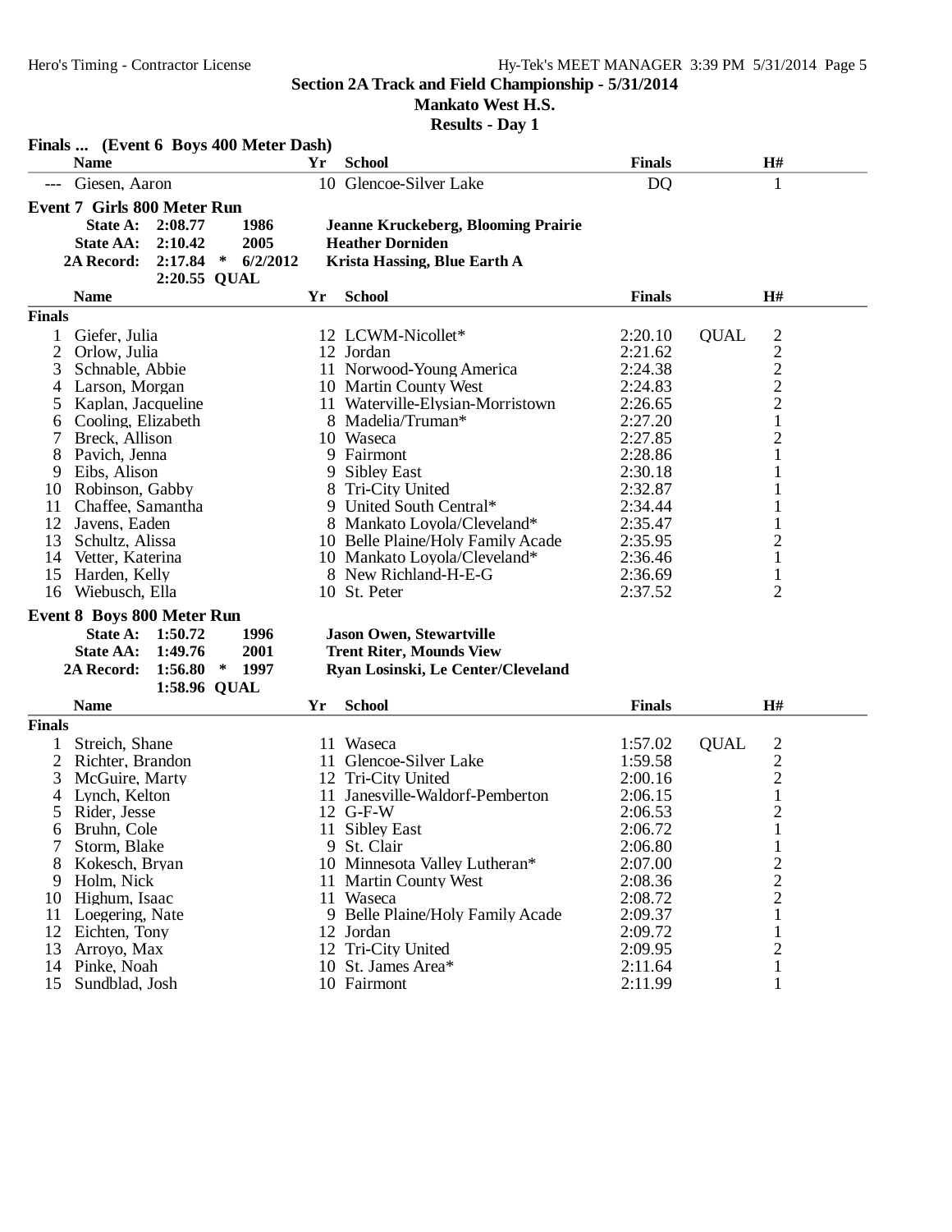## Section 2A Track and Field Championship - 5/31/2014

**Mankato West H.S.**

**Results - Day 1**

### Finals ... (Event 6 Boys 400 Meter Dash)

| | Name | Yr | School | Finals | | H# |
|---|---|---|---|---|---|---|
| --- | Giesen, Aaron | 10 | Glencoe-Silver Lake | DQ | | 1 |

### Event 7 Girls 800 Meter Run

| | | | |
|---|---|---|---|
| **State A:** | **2:08.77** | **1986** | **Jeanne Kruckeberg, Blooming Prairie** |
| **State AA:** | **2:10.42** | **2005** | **Heather Dorniden** |
| **2A Record:** | **2:17.84 *** | **6/2/2012** | **Krista Hassing, Blue Earth A** |
| | **2:20.55 QUAL** | | |

**Finals**

| | Name | Yr | School | Finals | | H# |
|---|---|---|---|---|---|---|
| 1 | Giefer, Julia | 12 | LCWM-Nicollet* | 2:20.10 | QUAL | 2 |
| 2 | Orlow, Julia | 12 | Jordan | 2:21.62 | | 2 |
| 3 | Schnable, Abbie | 11 | Norwood-Young America | 2:24.38 | | 2 |
| 4 | Larson, Morgan | 10 | Martin County West | 2:24.83 | | 2 |
| 5 | Kaplan, Jacqueline | 11 | Waterville-Elysian-Morristown | 2:26.65 | | 2 |
| 6 | Cooling, Elizabeth | 8 | Madelia/Truman* | 2:27.20 | | 1 |
| 7 | Breck, Allison | 10 | Waseca | 2:27.85 | | 2 |
| 8 | Pavich, Jenna | 9 | Fairmont | 2:28.86 | | 1 |
| 9 | Eibs, Alison | 9 | Sibley East | 2:30.18 | | 1 |
| 10 | Robinson, Gabby | 8 | Tri-City United | 2:32.87 | | 1 |
| 11 | Chaffee, Samantha | 9 | United South Central* | 2:34.44 | | 1 |
| 12 | Javens, Eaden | 8 | Mankato Loyola/Cleveland* | 2:35.47 | | 1 |
| 13 | Schultz, Alissa | 10 | Belle Plaine/Holy Family Acade | 2:35.95 | | 2 |
| 14 | Vetter, Katerina | 10 | Mankato Loyola/Cleveland* | 2:36.46 | | 1 |
| 15 | Harden, Kelly | 8 | New Richland-H-E-G | 2:36.69 | | 1 |
| 16 | Wiebusch, Ella | 10 | St. Peter | 2:37.52 | | 2 |

### Event 8 Boys 800 Meter Run

| | | | |
|---|---|---|---|
| **State A:** | **1:50.72** | **1996** | **Jason Owen, Stewartville** |
| **State AA:** | **1:49.76** | **2001** | **Trent Riter, Mounds View** |
| **2A Record:** | **1:56.80 *** | **1997** | **Ryan Losinski, Le Center/Cleveland** |
| | **1:58.96 QUAL** | | |

**Finals**

| | Name | Yr | School | Finals | | H# |
|---|---|---|---|---|---|---|
| 1 | Streich, Shane | 11 | Waseca | 1:57.02 | QUAL | 2 |
| 2 | Richter, Brandon | 11 | Glencoe-Silver Lake | 1:59.58 | | 2 |
| 3 | McGuire, Marty | 12 | Tri-City United | 2:00.16 | | 2 |
| 4 | Lynch, Kelton | 11 | Janesville-Waldorf-Pemberton | 2:06.15 | | 1 |
| 5 | Rider, Jesse | 12 | G-F-W | 2:06.53 | | 2 |
| 6 | Bruhn, Cole | 11 | Sibley East | 2:06.72 | | 1 |
| 7 | Storm, Blake | 9 | St. Clair | 2:06.80 | | 1 |
| 8 | Kokesch, Bryan | 10 | Minnesota Valley Lutheran* | 2:07.00 | | 2 |
| 9 | Holm, Nick | 11 | Martin County West | 2:08.36 | | 2 |
| 10 | Highum, Isaac | 11 | Waseca | 2:08.72 | | 2 |
| 11 | Loegering, Nate | 9 | Belle Plaine/Holy Family Acade | 2:09.37 | | 1 |
| 12 | Eichten, Tony | 12 | Jordan | 2:09.72 | | 1 |
| 13 | Arroyo, Max | 12 | Tri-City United | 2:09.95 | | 2 |
| 14 | Pinke, Noah | 10 | St. James Area* | 2:11.64 | | 1 |
| 15 | Sundblad, Josh | 10 | Fairmont | 2:11.99 | | 1 |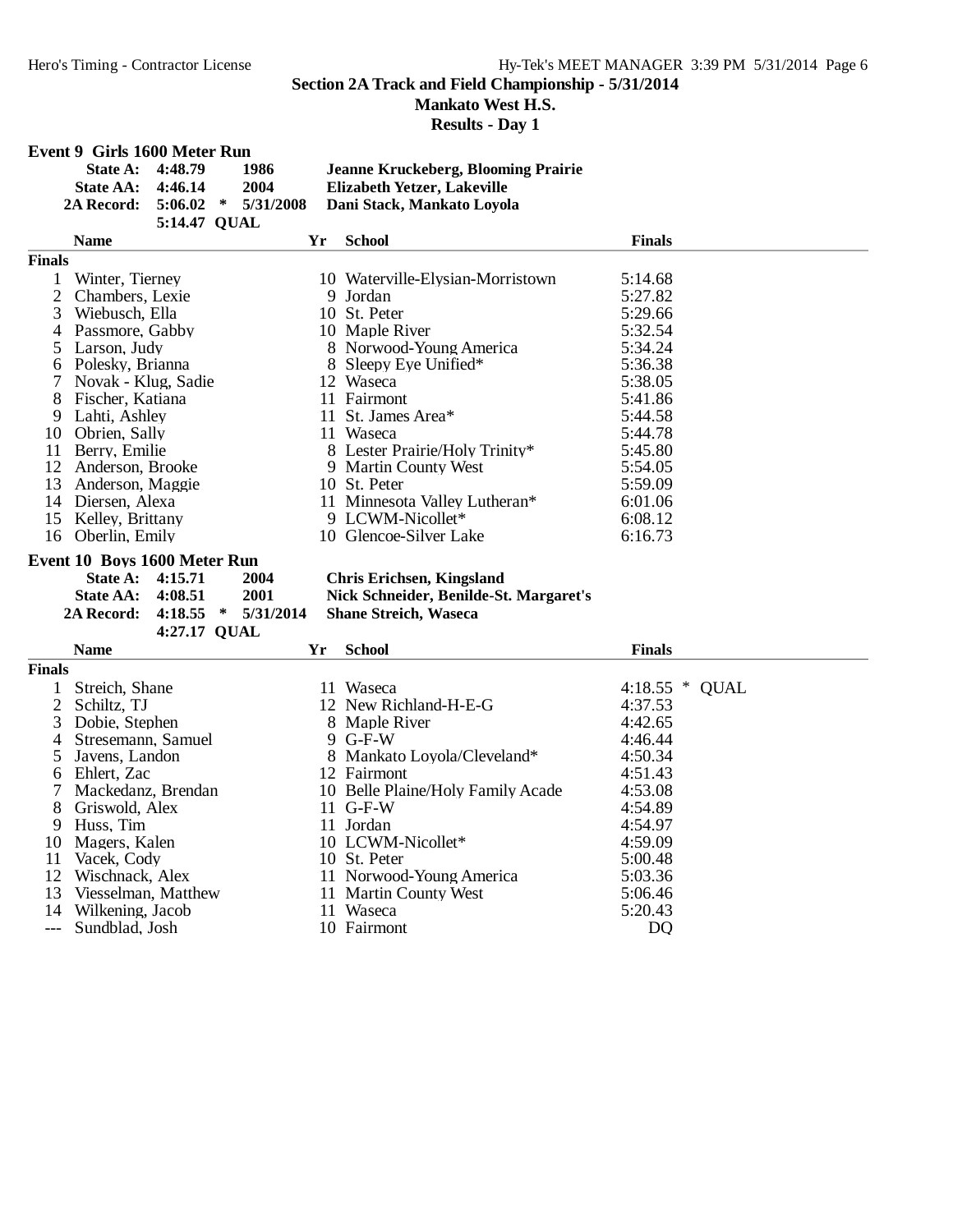## Section 2A Track and Field Championship - 5/31/2014

### Mankato West H.S.

### Results - Day 1

### Event 9 Girls 1600 Meter Run

| | | | | |
|---|---|---|---|---|
| **State A:** | **4:48.79** | | **1986** | **Jeanne Kruckeberg, Blooming Prairie** |
| **State AA:** | **4:46.14** | | **2004** | **Elizabeth Yetzer, Lakeville** |
| **2A Record:** | **5:06.02** | * | **5/31/2008** | **Dani Stack, Mankato Loyola** |
| | **5:14.47** | **QUAL** | | |

**Finals**

| | Name | Yr | School | Finals |
|---|---|---|---|---|
| 1 | Winter, Tierney | 10 | Waterville-Elysian-Morristown | 5:14.68 |
| 2 | Chambers, Lexie | 9 | Jordan | 5:27.82 |
| 3 | Wiebusch, Ella | 10 | St. Peter | 5:29.66 |
| 4 | Passmore, Gabby | 10 | Maple River | 5:32.54 |
| 5 | Larson, Judy | 8 | Norwood-Young America | 5:34.24 |
| 6 | Polesky, Brianna | 8 | Sleepy Eye Unified* | 5:36.38 |
| 7 | Novak - Klug, Sadie | 12 | Waseca | 5:38.05 |
| 8 | Fischer, Katiana | 11 | Fairmont | 5:41.86 |
| 9 | Lahti, Ashley | 11 | St. James Area* | 5:44.58 |
| 10 | Obrien, Sally | 11 | Waseca | 5:44.78 |
| 11 | Berry, Emilie | 8 | Lester Prairie/Holy Trinity* | 5:45.80 |
| 12 | Anderson, Brooke | 9 | Martin County West | 5:54.05 |
| 13 | Anderson, Maggie | 10 | St. Peter | 5:59.09 |
| 14 | Diersen, Alexa | 11 | Minnesota Valley Lutheran* | 6:01.06 |
| 15 | Kelley, Brittany | 9 | LCWM-Nicollet* | 6:08.12 |
| 16 | Oberlin, Emily | 10 | Glencoe-Silver Lake | 6:16.73 |

### Event 10 Boys 1600 Meter Run

| | | | | |
|---|---|---|---|---|
| **State A:** | **4:15.71** | | **2004** | **Chris Erichsen, Kingsland** |
| **State AA:** | **4:08.51** | | **2001** | **Nick Schneider, Benilde-St. Margaret's** |
| **2A Record:** | **4:18.55** | * | **5/31/2014** | **Shane Streich, Waseca** |
| | **4:27.17** | **QUAL** | | |

**Finals**

| | Name | Yr | School | Finals | |
|---|---|---|---|---|---|
| 1 | Streich, Shane | 11 | Waseca | 4:18.55 | * QUAL |
| 2 | Schiltz, TJ | 12 | New Richland-H-E-G | 4:37.53 | |
| 3 | Dobie, Stephen | 8 | Maple River | 4:42.65 | |
| 4 | Stresemann, Samuel | 9 | G-F-W | 4:46.44 | |
| 5 | Javens, Landon | 8 | Mankato Loyola/Cleveland* | 4:50.34 | |
| 6 | Ehlert, Zac | 12 | Fairmont | 4:51.43 | |
| 7 | Mackedanz, Brendan | 10 | Belle Plaine/Holy Family Acade | 4:53.08 | |
| 8 | Griswold, Alex | 11 | G-F-W | 4:54.89 | |
| 9 | Huss, Tim | 11 | Jordan | 4:54.97 | |
| 10 | Magers, Kalen | 10 | LCWM-Nicollet* | 4:59.09 | |
| 11 | Vacek, Cody | 10 | St. Peter | 5:00.48 | |
| 12 | Wischnack, Alex | 11 | Norwood-Young America | 5:03.36 | |
| 13 | Viesselman, Matthew | 11 | Martin County West | 5:06.46 | |
| 14 | Wilkening, Jacob | 11 | Waseca | 5:20.43 | |
| --- | Sundblad, Josh | 10 | Fairmont | DQ | |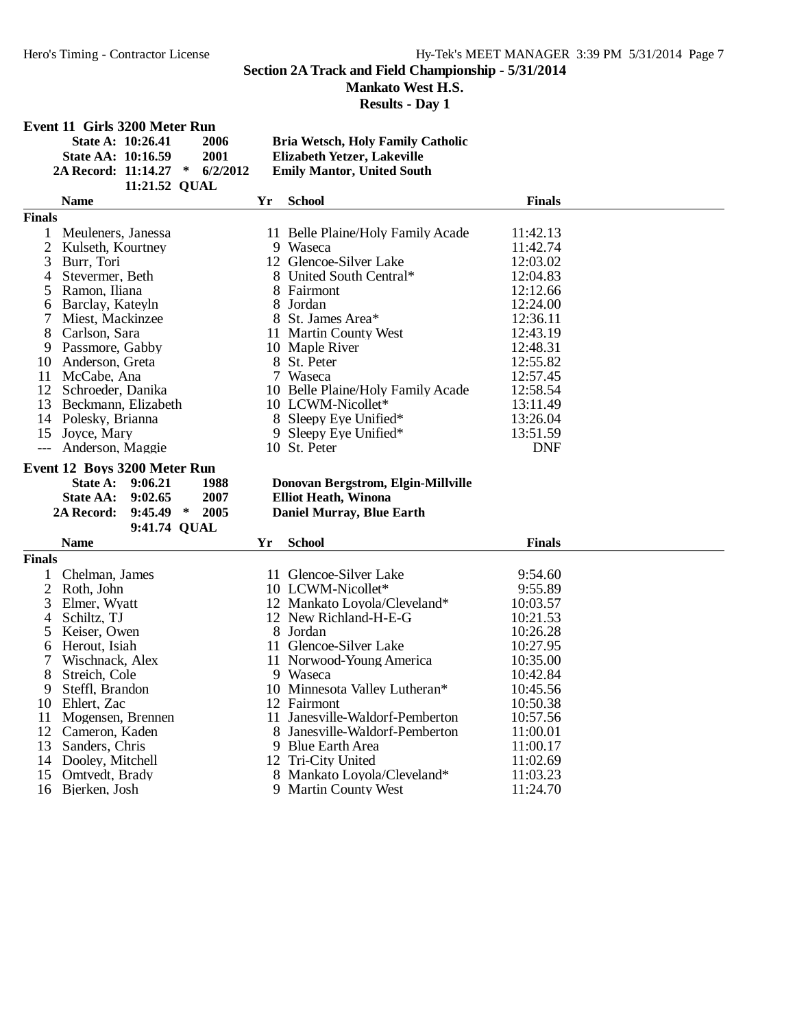# Section 2A Track and Field Championship - 5/31/2014

## Mankato West H.S.

### Results - Day 1

**Event 11 Girls 3200 Meter Run**

| | | | |
|---|---|---|---|
| State A: | 10:26.41 | 2006 | Bria Wetsch, Holy Family Catholic |
| State AA: | 10:16.59 | 2001 | Elizabeth Yetzer, Lakeville |
| 2A Record: | 11:14.27 * | 6/2/2012 | Emily Mantor, United South |
| | 11:21.52 QUAL | | |

| | Name | Yr | School | Finals |
|---|---|---|---|---|
| **Finals** | | | | |
| 1 | Meuleners, Janessa | 11 | Belle Plaine/Holy Family Acade | 11:42.13 |
| 2 | Kulseth, Kourtney | 9 | Waseca | 11:42.74 |
| 3 | Burr, Tori | 12 | Glencoe-Silver Lake | 12:03.02 |
| 4 | Stevermer, Beth | 8 | United South Central* | 12:04.83 |
| 5 | Ramon, Iliana | 8 | Fairmont | 12:12.66 |
| 6 | Barclay, Kateyln | 8 | Jordan | 12:24.00 |
| 7 | Miest, Mackinzee | 8 | St. James Area* | 12:36.11 |
| 8 | Carlson, Sara | 11 | Martin County West | 12:43.19 |
| 9 | Passmore, Gabby | 10 | Maple River | 12:48.31 |
| 10 | Anderson, Greta | 8 | St. Peter | 12:55.82 |
| 11 | McCabe, Ana | 7 | Waseca | 12:57.45 |
| 12 | Schroeder, Danika | 10 | Belle Plaine/Holy Family Acade | 12:58.54 |
| 13 | Beckmann, Elizabeth | 10 | LCWM-Nicollet* | 13:11.49 |
| 14 | Polesky, Brianna | 8 | Sleepy Eye Unified* | 13:26.04 |
| 15 | Joyce, Mary | 9 | Sleepy Eye Unified* | 13:51.59 |
| --- | Anderson, Maggie | 10 | St. Peter | DNF |

**Event 12 Boys 3200 Meter Run**

| | | | |
|---|---|---|---|
| State A: | 9:06.21 | 1988 | Donovan Bergstrom, Elgin-Millville |
| State AA: | 9:02.65 | 2007 | Elliot Heath, Winona |
| 2A Record: | 9:45.49 * | 2005 | Daniel Murray, Blue Earth |
| | 9:41.74 QUAL | | |

| | Name | Yr | School | Finals |
|---|---|---|---|---|
| **Finals** | | | | |
| 1 | Chelman, James | 11 | Glencoe-Silver Lake | 9:54.60 |
| 2 | Roth, John | 10 | LCWM-Nicollet* | 9:55.89 |
| 3 | Elmer, Wyatt | 12 | Mankato Loyola/Cleveland* | 10:03.57 |
| 4 | Schiltz, TJ | 12 | New Richland-H-E-G | 10:21.53 |
| 5 | Keiser, Owen | 8 | Jordan | 10:26.28 |
| 6 | Herout, Isiah | 11 | Glencoe-Silver Lake | 10:27.95 |
| 7 | Wischnack, Alex | 11 | Norwood-Young America | 10:35.00 |
| 8 | Streich, Cole | 9 | Waseca | 10:42.84 |
| 9 | Steffl, Brandon | 10 | Minnesota Valley Lutheran* | 10:45.56 |
| 10 | Ehlert, Zac | 12 | Fairmont | 10:50.38 |
| 11 | Mogensen, Brennen | 11 | Janesville-Waldorf-Pemberton | 10:57.56 |
| 12 | Cameron, Kaden | 8 | Janesville-Waldorf-Pemberton | 11:00.01 |
| 13 | Sanders, Chris | 9 | Blue Earth Area | 11:00.17 |
| 14 | Dooley, Mitchell | 12 | Tri-City United | 11:02.69 |
| 15 | Omtvedt, Brady | 8 | Mankato Loyola/Cleveland* | 11:03.23 |
| 16 | Bjerken, Josh | 9 | Martin County West | 11:24.70 |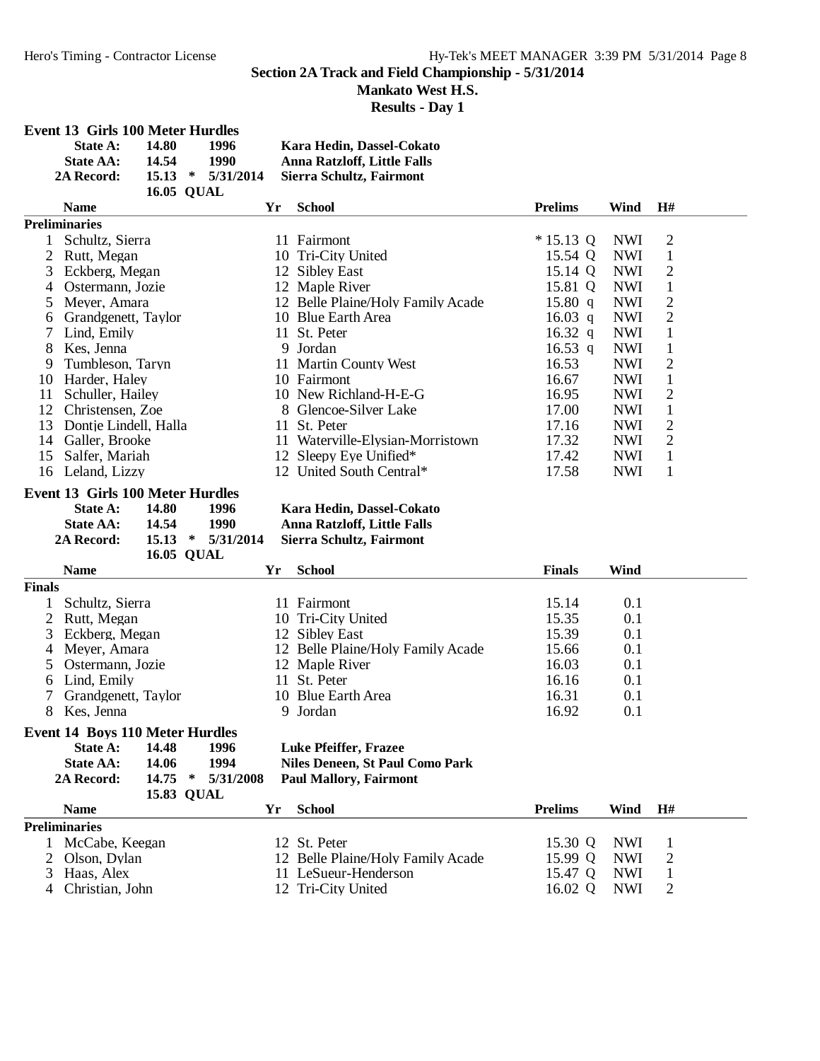## Section 2A Track and Field Championship - 5/31/2014

**Mankato West H.S.**

**Results - Day 1**

### Event 13 Girls 100 Meter Hurdles

| | | | | |
|---|---|---|---|---|
| **State A:** | 14.80 | | 1996 | Kara Hedin, Dassel-Cokato |
| **State AA:** | 14.54 | | 1990 | Anna Ratzloff, Little Falls |
| **2A Record:** | 15.13 | * | 5/31/2014 | Sierra Schultz, Fairmont |
| | 16.05 | QUAL | | |

**Preliminaries**

| | Name | Yr | School | Prelims | Wind | H# |
|---|---|---|---|---|---|---|
| 1 | Schultz, Sierra | 11 | Fairmont | * 15.13 Q | NWI | 2 |
| 2 | Rutt, Megan | 10 | Tri-City United | 15.54 Q | NWI | 1 |
| 3 | Eckberg, Megan | 12 | Sibley East | 15.14 Q | NWI | 2 |
| 4 | Ostermann, Jozie | 12 | Maple River | 15.81 Q | NWI | 1 |
| 5 | Meyer, Amara | 12 | Belle Plaine/Holy Family Acade | 15.80 q | NWI | 2 |
| 6 | Grandgenett, Taylor | 10 | Blue Earth Area | 16.03 q | NWI | 2 |
| 7 | Lind, Emily | 11 | St. Peter | 16.32 q | NWI | 1 |
| 8 | Kes, Jenna | 9 | Jordan | 16.53 q | NWI | 1 |
| 9 | Tumbleson, Taryn | 11 | Martin County West | 16.53 | NWI | 2 |
| 10 | Harder, Haley | 10 | Fairmont | 16.67 | NWI | 1 |
| 11 | Schuller, Hailey | 10 | New Richland-H-E-G | 16.95 | NWI | 2 |
| 12 | Christensen, Zoe | 8 | Glencoe-Silver Lake | 17.00 | NWI | 1 |
| 13 | Dontje Lindell, Halla | 11 | St. Peter | 17.16 | NWI | 2 |
| 14 | Galler, Brooke | 11 | Waterville-Elysian-Morristown | 17.32 | NWI | 2 |
| 15 | Salfer, Mariah | 12 | Sleepy Eye Unified* | 17.42 | NWI | 1 |
| 16 | Leland, Lizzy | 12 | United South Central* | 17.58 | NWI | 1 |

### Event 13 Girls 100 Meter Hurdles

| | | | | |
|---|---|---|---|---|
| **State A:** | 14.80 | | 1996 | Kara Hedin, Dassel-Cokato |
| **State AA:** | 14.54 | | 1990 | Anna Ratzloff, Little Falls |
| **2A Record:** | 15.13 | * | 5/31/2014 | Sierra Schultz, Fairmont |
| | 16.05 | QUAL | | |

**Finals**

| | Name | Yr | School | Finals | Wind |
|---|---|---|---|---|---|
| 1 | Schultz, Sierra | 11 | Fairmont | 15.14 | 0.1 |
| 2 | Rutt, Megan | 10 | Tri-City United | 15.35 | 0.1 |
| 3 | Eckberg, Megan | 12 | Sibley East | 15.39 | 0.1 |
| 4 | Meyer, Amara | 12 | Belle Plaine/Holy Family Acade | 15.66 | 0.1 |
| 5 | Ostermann, Jozie | 12 | Maple River | 16.03 | 0.1 |
| 6 | Lind, Emily | 11 | St. Peter | 16.16 | 0.1 |
| 7 | Grandgenett, Taylor | 10 | Blue Earth Area | 16.31 | 0.1 |
| 8 | Kes, Jenna | 9 | Jordan | 16.92 | 0.1 |

### Event 14 Boys 110 Meter Hurdles

| | | | | |
|---|---|---|---|---|
| **State A:** | 14.48 | | 1996 | Luke Pfeiffer, Frazee |
| **State AA:** | 14.06 | | 1994 | Niles Deneen, St Paul Como Park |
| **2A Record:** | 14.75 | * | 5/31/2008 | Paul Mallory, Fairmont |
| | 15.83 | QUAL | | |

**Preliminaries**

| | Name | Yr | School | Prelims | Wind | H# |
|---|---|---|---|---|---|---|
| 1 | McCabe, Keegan | 12 | St. Peter | 15.30 Q | NWI | 1 |
| 2 | Olson, Dylan | 12 | Belle Plaine/Holy Family Acade | 15.99 Q | NWI | 2 |
| 3 | Haas, Alex | 11 | LeSueur-Henderson | 15.47 Q | NWI | 1 |
| 4 | Christian, John | 12 | Tri-City United | 16.02 Q | NWI | 2 |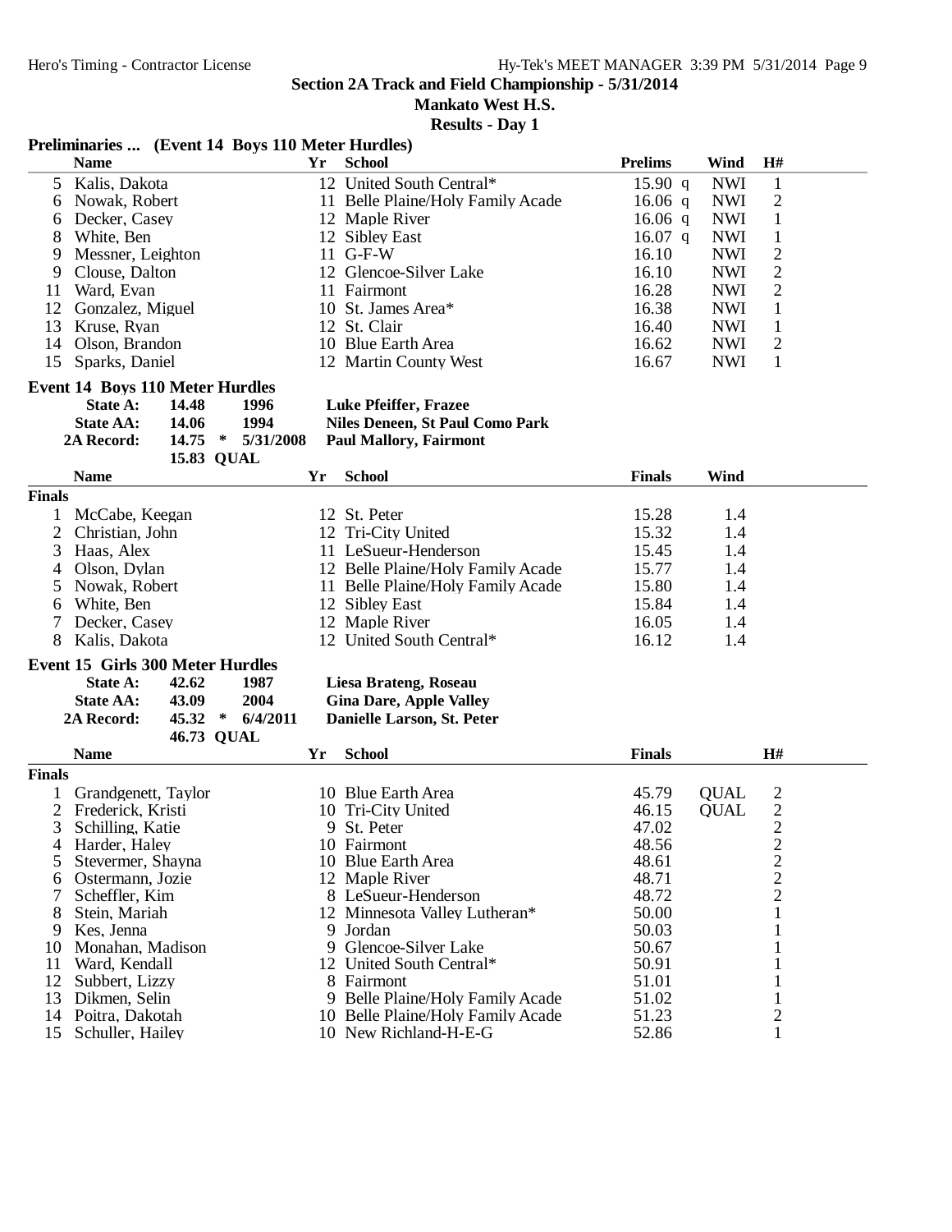## Section 2A Track and Field Championship - 5/31/2014

**Mankato West H.S.**

**Results - Day 1**

### Preliminaries ... (Event 14 Boys 110 Meter Hurdles)

| | Name | Yr | School | Prelims | | Wind | H# |
|---|---|---|---|---|---|---|---|
| 5 | Kalis, Dakota | 12 | United South Central* | 15.90 | q | NWI | 1 |
| 6 | Nowak, Robert | 11 | Belle Plaine/Holy Family Acade | 16.06 | q | NWI | 2 |
| 6 | Decker, Casey | 12 | Maple River | 16.06 | q | NWI | 1 |
| 8 | White, Ben | 12 | Sibley East | 16.07 | q | NWI | 1 |
| 9 | Messner, Leighton | 11 | G-F-W | 16.10 | | NWI | 2 |
| 9 | Clouse, Dalton | 12 | Glencoe-Silver Lake | 16.10 | | NWI | 2 |
| 11 | Ward, Evan | 11 | Fairmont | 16.28 | | NWI | 2 |
| 12 | Gonzalez, Miguel | 10 | St. James Area* | 16.38 | | NWI | 1 |
| 13 | Kruse, Ryan | 12 | St. Clair | 16.40 | | NWI | 1 |
| 14 | Olson, Brandon | 10 | Blue Earth Area | 16.62 | | NWI | 2 |
| 15 | Sparks, Daniel | 12 | Martin County West | 16.67 | | NWI | 1 |

### Event 14 Boys 110 Meter Hurdles

| | | | | |
|---|---|---|---|---|
| **State A:** | **14.48** | | **1996** | **Luke Pfeiffer, Frazee** |
| **State AA:** | **14.06** | | **1994** | **Niles Deneen, St Paul Como Park** |
| **2A Record:** | **14.75** | * | **5/31/2008** | **Paul Mallory, Fairmont** |
| | **15.83** | **QUAL** | | |

| | Name | Yr | School | Finals | Wind |
|---|---|---|---|---|---|
| **Finals** | | | | | |
| 1 | McCabe, Keegan | 12 | St. Peter | 15.28 | 1.4 |
| 2 | Christian, John | 12 | Tri-City United | 15.32 | 1.4 |
| 3 | Haas, Alex | 11 | LeSueur-Henderson | 15.45 | 1.4 |
| 4 | Olson, Dylan | 12 | Belle Plaine/Holy Family Acade | 15.77 | 1.4 |
| 5 | Nowak, Robert | 11 | Belle Plaine/Holy Family Acade | 15.80 | 1.4 |
| 6 | White, Ben | 12 | Sibley East | 15.84 | 1.4 |
| 7 | Decker, Casey | 12 | Maple River | 16.05 | 1.4 |
| 8 | Kalis, Dakota | 12 | United South Central* | 16.12 | 1.4 |

### Event 15 Girls 300 Meter Hurdles

| | | | | |
|---|---|---|---|---|
| **State A:** | **42.62** | | **1987** | **Liesa Brateng, Roseau** |
| **State AA:** | **43.09** | | **2004** | **Gina Dare, Apple Valley** |
| **2A Record:** | **45.32** | * | **6/4/2011** | **Danielle Larson, St. Peter** |
| | **46.73** | **QUAL** | | |

| | Name | Yr | School | Finals | | H# |
|---|---|---|---|---|---|---|
| **Finals** | | | | | | |
| 1 | Grandgenett, Taylor | 10 | Blue Earth Area | 45.79 | QUAL | 2 |
| 2 | Frederick, Kristi | 10 | Tri-City United | 46.15 | QUAL | 2 |
| 3 | Schilling, Katie | 9 | St. Peter | 47.02 | | 2 |
| 4 | Harder, Haley | 10 | Fairmont | 48.56 | | 2 |
| 5 | Stevermer, Shayna | 10 | Blue Earth Area | 48.61 | | 2 |
| 6 | Ostermann, Jozie | 12 | Maple River | 48.71 | | 2 |
| 7 | Scheffler, Kim | 8 | LeSueur-Henderson | 48.72 | | 2 |
| 8 | Stein, Mariah | 12 | Minnesota Valley Lutheran* | 50.00 | | 1 |
| 9 | Kes, Jenna | 9 | Jordan | 50.03 | | 1 |
| 10 | Monahan, Madison | 9 | Glencoe-Silver Lake | 50.67 | | 1 |
| 11 | Ward, Kendall | 12 | United South Central* | 50.91 | | 1 |
| 12 | Subbert, Lizzy | 8 | Fairmont | 51.01 | | 1 |
| 13 | Dikmen, Selin | 9 | Belle Plaine/Holy Family Acade | 51.02 | | 1 |
| 14 | Poitra, Dakotah | 10 | Belle Plaine/Holy Family Acade | 51.23 | | 2 |
| 15 | Schuller, Hailey | 10 | New Richland-H-E-G | 52.86 | | 1 |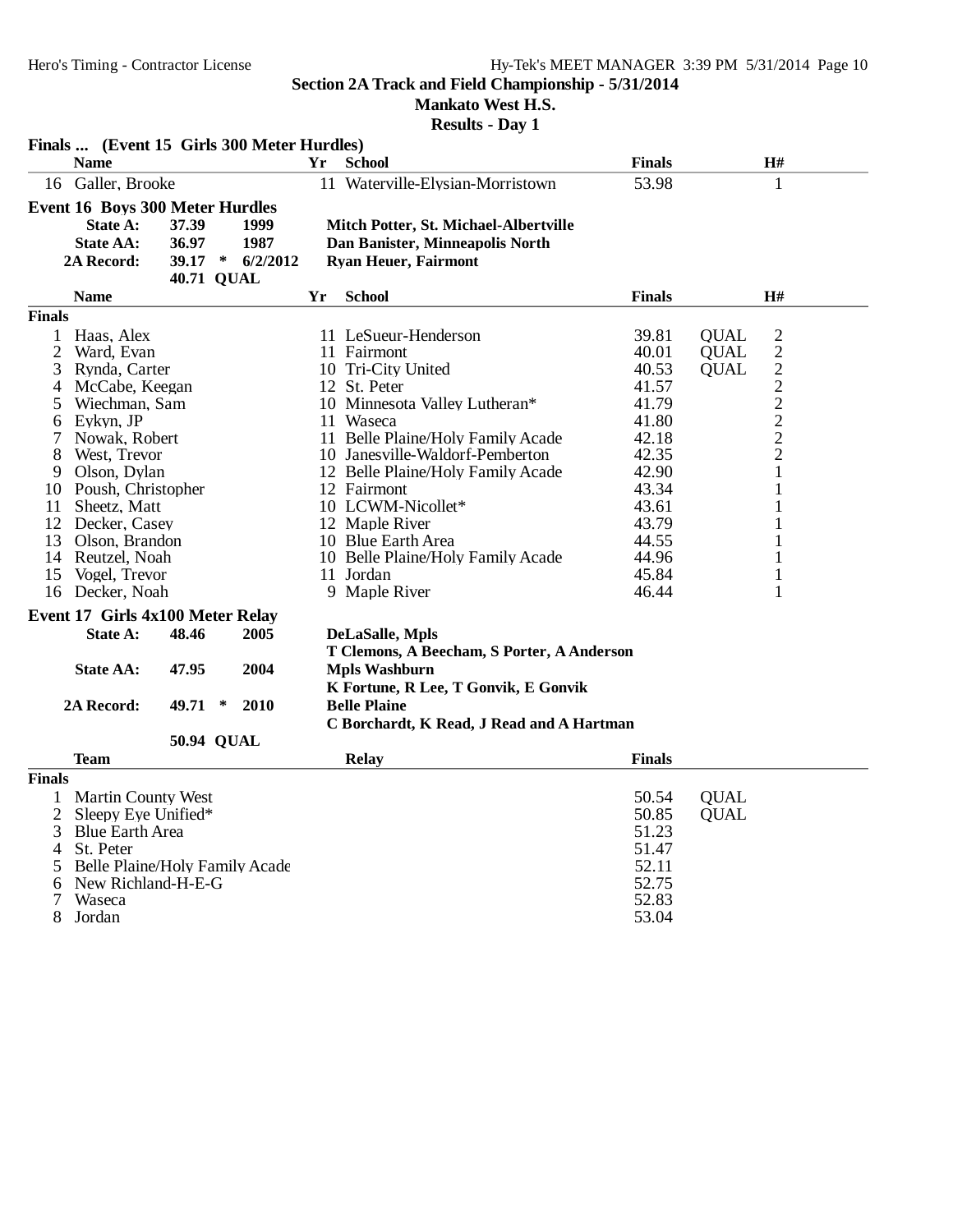Section 2A Track and Field Championship - 5/31/2014

Mankato West H.S.

Results - Day 1

### Finals ... (Event 15 Girls 300 Meter Hurdles)

| | Name | Yr | School | Finals | | H# |
|---|---|---|---|---|---|---|
| 16 | Galler, Brooke | 11 | Waterville-Elysian-Morristown | 53.98 | | 1 |

### Event 16 Boys 300 Meter Hurdles

| | | | |
|---|---|---|---|
| State A: | 37.39 | 1999 | Mitch Potter, St. Michael-Albertville |
| State AA: | 36.97 | 1987 | Dan Banister, Minneapolis North |
| 2A Record: | 39.17 * | 6/2/2012 | Ryan Heuer, Fairmont |
| | 40.71 QUAL | | |

**Finals**

| | Name | Yr | School | Finals | | H# |
|---|---|---|---|---|---|---|
| 1 | Haas, Alex | 11 | LeSueur-Henderson | 39.81 | QUAL | 2 |
| 2 | Ward, Evan | 11 | Fairmont | 40.01 | QUAL | 2 |
| 3 | Rynda, Carter | 10 | Tri-City United | 40.53 | QUAL | 2 |
| 4 | McCabe, Keegan | 12 | St. Peter | 41.57 | | 2 |
| 5 | Wiechman, Sam | 10 | Minnesota Valley Lutheran* | 41.79 | | 2 |
| 6 | Eykyn, JP | 11 | Waseca | 41.80 | | 2 |
| 7 | Nowak, Robert | 11 | Belle Plaine/Holy Family Acade | 42.18 | | 2 |
| 8 | West, Trevor | 10 | Janesville-Waldorf-Pemberton | 42.35 | | 2 |
| 9 | Olson, Dylan | 12 | Belle Plaine/Holy Family Acade | 42.90 | | 1 |
| 10 | Poush, Christopher | 12 | Fairmont | 43.34 | | 1 |
| 11 | Sheetz, Matt | 10 | LCWM-Nicollet* | 43.61 | | 1 |
| 12 | Decker, Casey | 12 | Maple River | 43.79 | | 1 |
| 13 | Olson, Brandon | 10 | Blue Earth Area | 44.55 | | 1 |
| 14 | Reutzel, Noah | 10 | Belle Plaine/Holy Family Acade | 44.96 | | 1 |
| 15 | Vogel, Trevor | 11 | Jordan | 45.84 | | 1 |
| 16 | Decker, Noah | 9 | Maple River | 46.44 | | 1 |

### Event 17 Girls 4x100 Meter Relay

| | | | |
|---|---|---|---|
| State A: | 48.46 | 2005 | DeLaSalle, Mpls |
| | | | T Clemons, A Beecham, S Porter, A Anderson |
| State AA: | 47.95 | 2004 | Mpls Washburn |
| | | | K Fortune, R Lee, T Gonvik, E Gonvik |
| 2A Record: | 49.71 * | 2010 | Belle Plaine |
| | | | C Borchardt, K Read, J Read and A Hartman |
| | 50.94 QUAL | | |

**Finals**

| | Team | Relay | Finals | |
|---|---|---|---|---|
| 1 | Martin County West | | 50.54 | QUAL |
| 2 | Sleepy Eye Unified* | | 50.85 | QUAL |
| 3 | Blue Earth Area | | 51.23 | |
| 4 | St. Peter | | 51.47 | |
| 5 | Belle Plaine/Holy Family Acade | | 52.11 | |
| 6 | New Richland-H-E-G | | 52.75 | |
| 7 | Waseca | | 52.83 | |
| 8 | Jordan | | 53.04 | |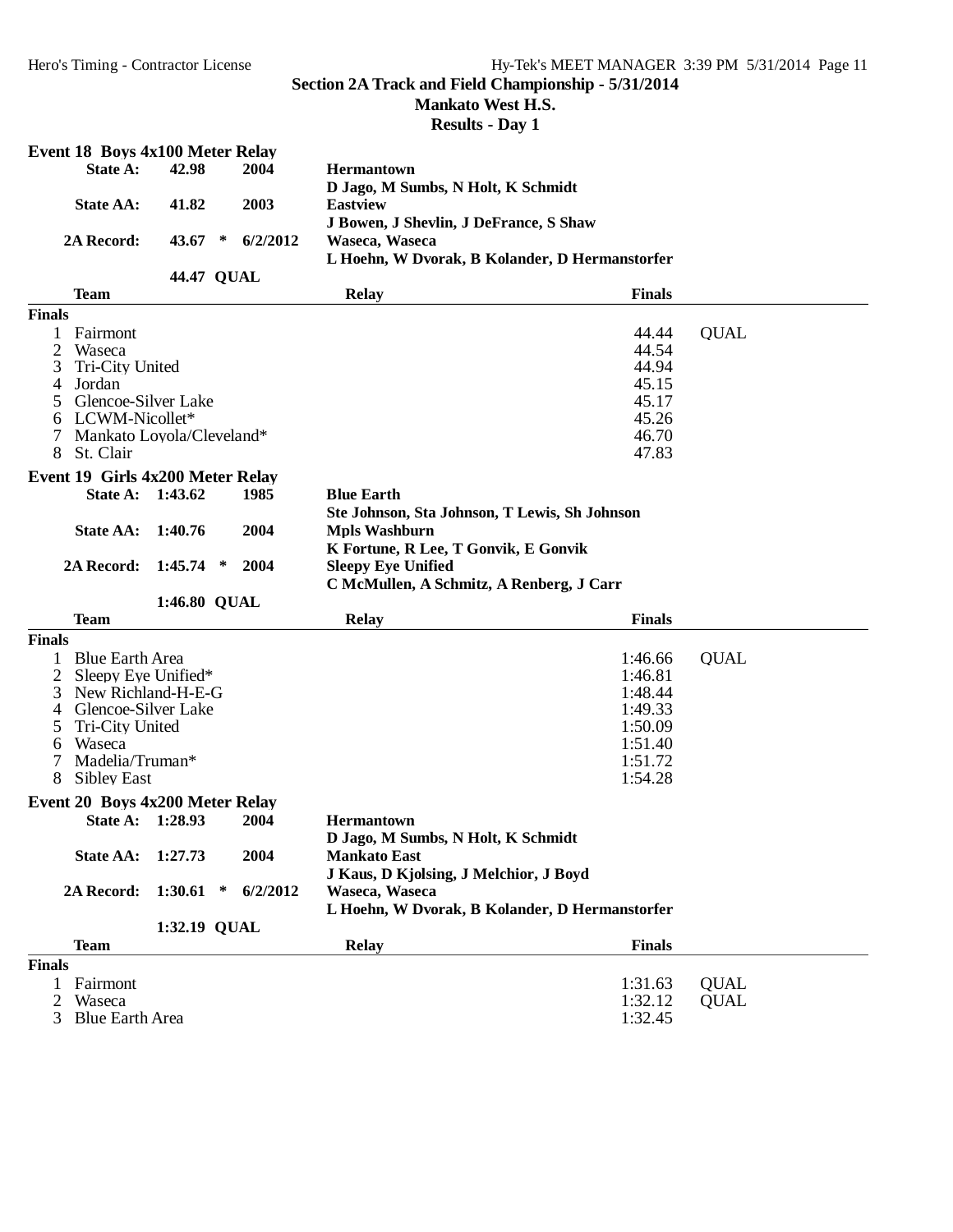## Section 2A Track and Field Championship - 5/31/2014

### Mankato West H.S.

### Results - Day 1

### Event 18 Boys 4x100 Meter Relay

| | | | | |
|---|---|---|---|---|
| **State A:** | **42.98** | | **2004** | **Hermantown** |
| | | | | **D Jago, M Sumbs, N Holt, K Schmidt** |
| **State AA:** | **41.82** | | **2003** | **Eastview** |
| | | | | **J Bowen, J Shevlin, J DeFrance, S Shaw** |
| **2A Record:** | **43.67** | **\*** | **6/2/2012** | **Waseca, Waseca** |
| | | | | **L Hoehn, W Dvorak, B Kolander, D Hermanstorfer** |
| | **44.47** | **QUAL** | | |

**Finals**

| Place | Team | Relay | Finals | |
|---|---|---|---|---|
| 1 | Fairmont | | 44.44 | QUAL |
| 2 | Waseca | | 44.54 | |
| 3 | Tri-City United | | 44.94 | |
| 4 | Jordan | | 45.15 | |
| 5 | Glencoe-Silver Lake | | 45.17 | |
| 6 | LCWM-Nicollet* | | 45.26 | |
| 7 | Mankato Loyola/Cleveland* | | 46.70 | |
| 8 | St. Clair | | 47.83 | |

### Event 19 Girls 4x200 Meter Relay

| | | | | |
|---|---|---|---|---|
| **State A:** | **1:43.62** | | **1985** | **Blue Earth** |
| | | | | **Ste Johnson, Sta Johnson, T Lewis, Sh Johnson** |
| **State AA:** | **1:40.76** | | **2004** | **Mpls Washburn** |
| | | | | **K Fortune, R Lee, T Gonvik, E Gonvik** |
| **2A Record:** | **1:45.74** | **\*** | **2004** | **Sleepy Eye Unified** |
| | | | | **C McMullen, A Schmitz, A Renberg, J Carr** |
| | **1:46.80** | **QUAL** | | |

**Finals**

| Place | Team | Relay | Finals | |
|---|---|---|---|---|
| 1 | Blue Earth Area | | 1:46.66 | QUAL |
| 2 | Sleepy Eye Unified* | | 1:46.81 | |
| 3 | New Richland-H-E-G | | 1:48.44 | |
| 4 | Glencoe-Silver Lake | | 1:49.33 | |
| 5 | Tri-City United | | 1:50.09 | |
| 6 | Waseca | | 1:51.40 | |
| 7 | Madelia/Truman* | | 1:51.72 | |
| 8 | Sibley East | | 1:54.28 | |

### Event 20 Boys 4x200 Meter Relay

| | | | | |
|---|---|---|---|---|
| **State A:** | **1:28.93** | | **2004** | **Hermantown** |
| | | | | **D Jago, M Sumbs, N Holt, K Schmidt** |
| **State AA:** | **1:27.73** | | **2004** | **Mankato East** |
| | | | | **J Kaus, D Kjolsing, J Melchior, J Boyd** |
| **2A Record:** | **1:30.61** | **\*** | **6/2/2012** | **Waseca, Waseca** |
| | | | | **L Hoehn, W Dvorak, B Kolander, D Hermanstorfer** |
| | **1:32.19** | **QUAL** | | |

**Finals**

| Place | Team | Relay | Finals | |
|---|---|---|---|---|
| 1 | Fairmont | | 1:31.63 | QUAL |
| 2 | Waseca | | 1:32.12 | QUAL |
| 3 | Blue Earth Area | | 1:32.45 | |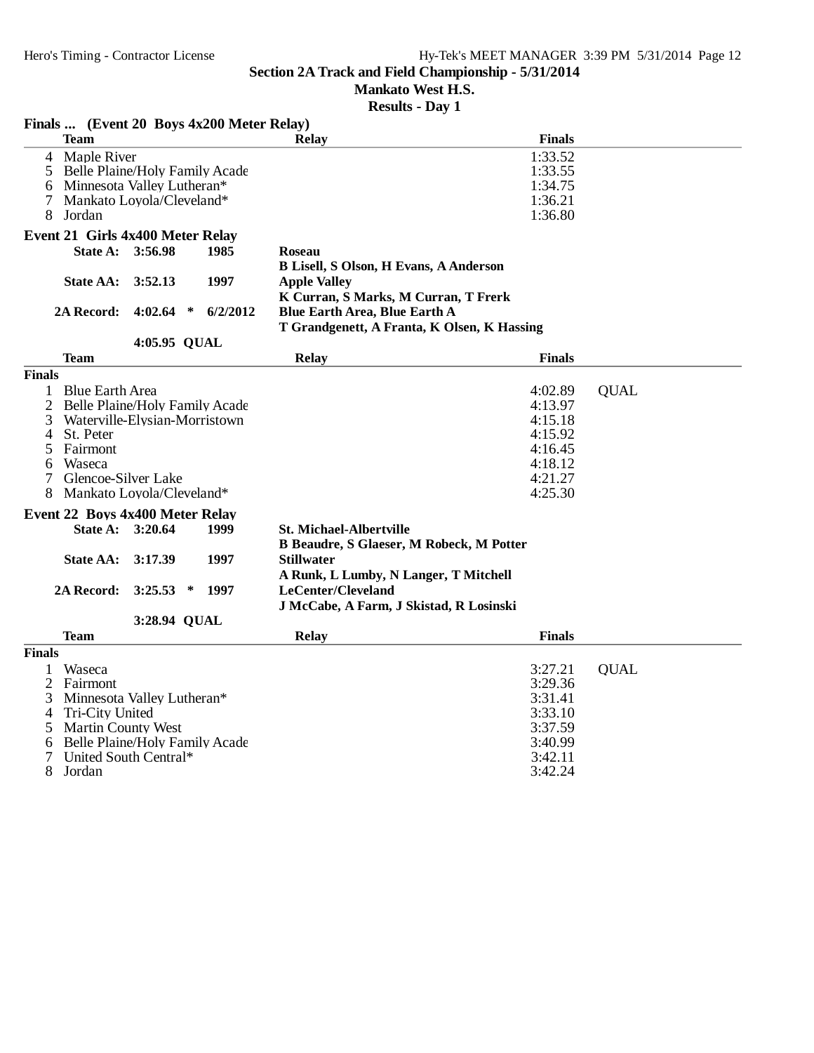## Section 2A Track and Field Championship - 5/31/2014

**Mankato West H.S.**

**Results - Day 1**

### Finals ... (Event 20 Boys 4x200 Meter Relay)

| | Team | Relay | Finals | |
|---|---|---|---|---|
| 4 | Maple River | | 1:33.52 | |
| 5 | Belle Plaine/Holy Family Acade | | 1:33.55 | |
| 6 | Minnesota Valley Lutheran* | | 1:34.75 | |
| 7 | Mankato Loyola/Cleveland* | | 1:36.21 | |
| 8 | Jordan | | 1:36.80 | |

### Event 21 Girls 4x400 Meter Relay

| | | | | |
|---|---|---|---|---|
| **State A:** | **3:56.98** | | **1985** | **Roseau** |
| | | | | **B Lisell, S Olson, H Evans, A Anderson** |
| **State AA:** | **3:52.13** | | **1997** | **Apple Valley** |
| | | | | **K Curran, S Marks, M Curran, T Frerk** |
| **2A Record:** | **4:02.64** | * | **6/2/2012** | **Blue Earth Area, Blue Earth A** |
| | | | | **T Grandgenett, A Franta, K Olsen, K Hassing** |
| | **4:05.95** | **QUAL** | | |

**Finals**

| | Team | Relay | Finals | |
|---|---|---|---|---|
| 1 | Blue Earth Area | | 4:02.89 | QUAL |
| 2 | Belle Plaine/Holy Family Acade | | 4:13.97 | |
| 3 | Waterville-Elysian-Morristown | | 4:15.18 | |
| 4 | St. Peter | | 4:15.92 | |
| 5 | Fairmont | | 4:16.45 | |
| 6 | Waseca | | 4:18.12 | |
| 7 | Glencoe-Silver Lake | | 4:21.27 | |
| 8 | Mankato Loyola/Cleveland* | | 4:25.30 | |

### Event 22 Boys 4x400 Meter Relay

| | | | | |
|---|---|---|---|---|
| **State A:** | **3:20.64** | | **1999** | **St. Michael-Albertville** |
| | | | | **B Beaudre, S Glaeser, M Robeck, M Potter** |
| **State AA:** | **3:17.39** | | **1997** | **Stillwater** |
| | | | | **A Runk, L Lumby, N Langer, T Mitchell** |
| **2A Record:** | **3:25.53** | * | **1997** | **LeCenter/Cleveland** |
| | | | | **J McCabe, A Farm, J Skistad, R Losinski** |
| | **3:28.94** | **QUAL** | | |

**Finals**

| | Team | Relay | Finals | |
|---|---|---|---|---|
| 1 | Waseca | | 3:27.21 | QUAL |
| 2 | Fairmont | | 3:29.36 | |
| 3 | Minnesota Valley Lutheran* | | 3:31.41 | |
| 4 | Tri-City United | | 3:33.10 | |
| 5 | Martin County West | | 3:37.59 | |
| 6 | Belle Plaine/Holy Family Acade | | 3:40.99 | |
| 7 | United South Central* | | 3:42.11 | |
| 8 | Jordan | | 3:42.24 | |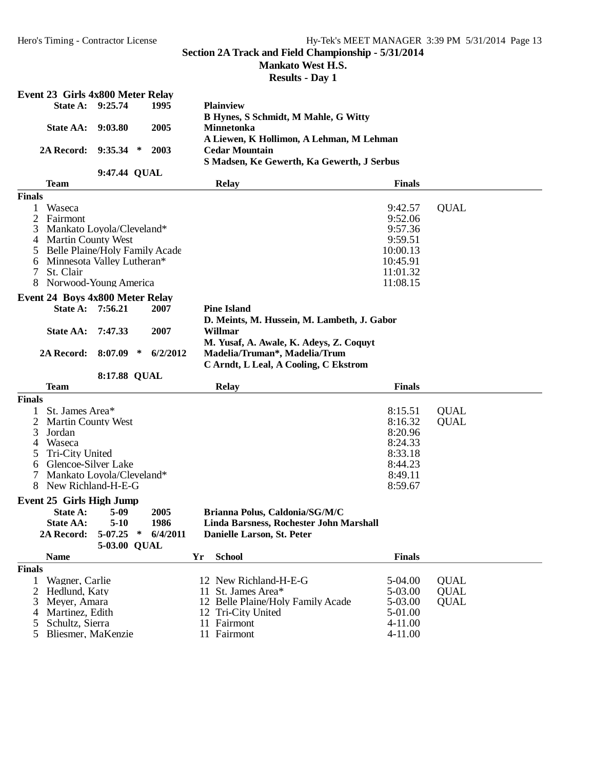## Section 2A Track and Field Championship - 5/31/2014

### Mankato West H.S.

### Results - Day 1

### Event 23 Girls 4x800 Meter Relay

| | | | |
|---|---|---|---|
| State A: | 9:25.74 | 1995 | Plainview |
| | | | B Hynes, S Schmidt, M Mahle, G Witty |
| State AA: | 9:03.80 | 2005 | Minnetonka |
| | | | A Liewen, K Hollimon, A Lehman, M Lehman |
| 2A Record: | 9:35.34 * | 2003 | Cedar Mountain |
| | | | S Madsen, Ke Gewerth, Ka Gewerth, J Serbus |
| | 9:47.44 QUAL | | |

**Finals**

| | Team | Relay | Finals | |
|---|---|---|---|---|
| 1 | Waseca | | 9:42.57 | QUAL |
| 2 | Fairmont | | 9:52.06 | |
| 3 | Mankato Loyola/Cleveland* | | 9:57.36 | |
| 4 | Martin County West | | 9:59.51 | |
| 5 | Belle Plaine/Holy Family Acade | | 10:00.13 | |
| 6 | Minnesota Valley Lutheran* | | 10:45.91 | |
| 7 | St. Clair | | 11:01.32 | |
| 8 | Norwood-Young America | | 11:08.15 | |

### Event 24 Boys 4x800 Meter Relay

| | | | |
|---|---|---|---|
| State A: | 7:56.21 | 2007 | Pine Island |
| | | | D. Meints, M. Hussein, M. Lambeth, J. Gabor |
| State AA: | 7:47.33 | 2007 | Willmar |
| | | | M. Yusaf, A. Awale, K. Adeys, Z. Coquyt |
| 2A Record: | 8:07.09 * | 6/2/2012 | Madelia/Truman*, Madelia/Trum |
| | | | C Arndt, L Leal, A Cooling, C Ekstrom |
| | 8:17.88 QUAL | | |

**Finals**

| | Team | Relay | Finals | |
|---|---|---|---|---|
| 1 | St. James Area* | | 8:15.51 | QUAL |
| 2 | Martin County West | | 8:16.32 | QUAL |
| 3 | Jordan | | 8:20.96 | |
| 4 | Waseca | | 8:24.33 | |
| 5 | Tri-City United | | 8:33.18 | |
| 6 | Glencoe-Silver Lake | | 8:44.23 | |
| 7 | Mankato Loyola/Cleveland* | | 8:49.11 | |
| 8 | New Richland-H-E-G | | 8:59.67 | |

### Event 25 Girls High Jump

| | | | |
|---|---|---|---|
| State A: | 5-09 | 2005 | Brianna Polus, Caldonia/SG/M/C |
| State AA: | 5-10 | 1986 | Linda Barsness, Rochester John Marshall |
| 2A Record: | 5-07.25 * | 6/4/2011 | Danielle Larson, St. Peter |
| | 5-03.00 QUAL | | |

**Finals**

| | Name | Yr | School | Finals | |
|---|---|---|---|---|---|
| 1 | Wagner, Carlie | 12 | New Richland-H-E-G | 5-04.00 | QUAL |
| 2 | Hedlund, Katy | 11 | St. James Area* | 5-03.00 | QUAL |
| 3 | Meyer, Amara | 12 | Belle Plaine/Holy Family Acade | 5-03.00 | QUAL |
| 4 | Martinez, Edith | 12 | Tri-City United | 5-01.00 | |
| 5 | Schultz, Sierra | 11 | Fairmont | 4-11.00 | |
| 5 | Bliesmer, MaKenzie | 11 | Fairmont | 4-11.00 | |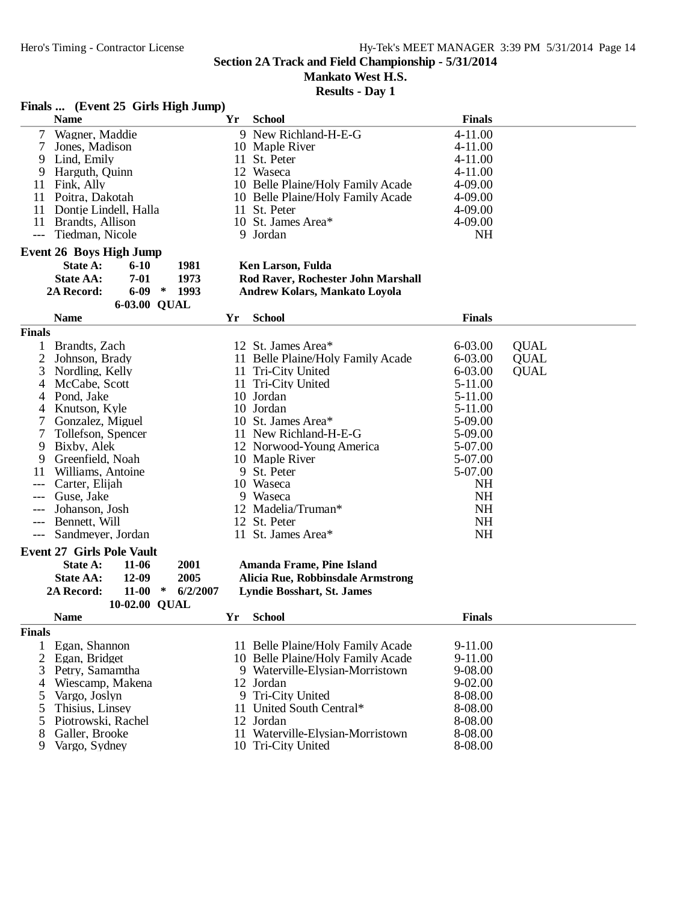## Section 2A Track and Field Championship - 5/31/2014

**Mankato West H.S.**

**Results - Day 1**

### Finals ... (Event 25 Girls High Jump)

| | Name | Yr | School | Finals | |
|---|---|---|---|---|---|
| 7 | Wagner, Maddie | 9 | New Richland-H-E-G | 4-11.00 | |
| 7 | Jones, Madison | 10 | Maple River | 4-11.00 | |
| 9 | Lind, Emily | 11 | St. Peter | 4-11.00 | |
| 9 | Harguth, Quinn | 12 | Waseca | 4-11.00 | |
| 11 | Fink, Ally | 10 | Belle Plaine/Holy Family Acade | 4-09.00 | |
| 11 | Poitra, Dakotah | 10 | Belle Plaine/Holy Family Acade | 4-09.00 | |
| 11 | Dontje Lindell, Halla | 11 | St. Peter | 4-09.00 | |
| 11 | Brandts, Allison | 10 | St. James Area* | 4-09.00 | |
| --- | Tiedman, Nicole | 9 | Jordan | NH | |

### Event 26 Boys High Jump

| | | | | |
|---|---|---|---|---|
| **State A:** | **6-10** | | **1981** | **Ken Larson, Fulda** |
| **State AA:** | **7-01** | | **1973** | **Rod Raver, Rochester John Marshall** |
| **2A Record:** | **6-09** | * | **1993** | **Andrew Kolars, Mankato Loyola** |
| | **6-03.00** | **QUAL** | | |

**Finals**

| | Name | Yr | School | Finals | |
|---|---|---|---|---|---|
| 1 | Brandts, Zach | 12 | St. James Area* | 6-03.00 | QUAL |
| 2 | Johnson, Brady | 11 | Belle Plaine/Holy Family Acade | 6-03.00 | QUAL |
| 3 | Nordling, Kelly | 11 | Tri-City United | 6-03.00 | QUAL |
| 4 | McCabe, Scott | 11 | Tri-City United | 5-11.00 | |
| 4 | Pond, Jake | 10 | Jordan | 5-11.00 | |
| 4 | Knutson, Kyle | 10 | Jordan | 5-11.00 | |
| 7 | Gonzalez, Miguel | 10 | St. James Area* | 5-09.00 | |
| 7 | Tollefson, Spencer | 11 | New Richland-H-E-G | 5-09.00 | |
| 9 | Bixby, Alek | 12 | Norwood-Young America | 5-07.00 | |
| 9 | Greenfield, Noah | 10 | Maple River | 5-07.00 | |
| 11 | Williams, Antoine | 9 | St. Peter | 5-07.00 | |
| --- | Carter, Elijah | 10 | Waseca | NH | |
| --- | Guse, Jake | 9 | Waseca | NH | |
| --- | Johanson, Josh | 12 | Madelia/Truman* | NH | |
| --- | Bennett, Will | 12 | St. Peter | NH | |
| --- | Sandmeyer, Jordan | 11 | St. James Area* | NH | |

### Event 27 Girls Pole Vault

| | | | | |
|---|---|---|---|---|
| **State A:** | **11-06** | | **2001** | **Amanda Frame, Pine Island** |
| **State AA:** | **12-09** | | **2005** | **Alicia Rue, Robbinsdale Armstrong** |
| **2A Record:** | **11-00** | * | **6/2/2007** | **Lyndie Bosshart, St. James** |
| | **10-02.00** | **QUAL** | | |

**Finals**

| | Name | Yr | School | Finals |
|---|---|---|---|---|
| 1 | Egan, Shannon | 11 | Belle Plaine/Holy Family Acade | 9-11.00 |
| 2 | Egan, Bridget | 10 | Belle Plaine/Holy Family Acade | 9-11.00 |
| 3 | Petry, Samamtha | 9 | Waterville-Elysian-Morristown | 9-08.00 |
| 4 | Wiescamp, Makena | 12 | Jordan | 9-02.00 |
| 5 | Vargo, Joslyn | 9 | Tri-City United | 8-08.00 |
| 5 | Thisius, Linsey | 11 | United South Central* | 8-08.00 |
| 5 | Piotrowski, Rachel | 12 | Jordan | 8-08.00 |
| 8 | Galler, Brooke | 11 | Waterville-Elysian-Morristown | 8-08.00 |
| 9 | Vargo, Sydney | 10 | Tri-City United | 8-08.00 |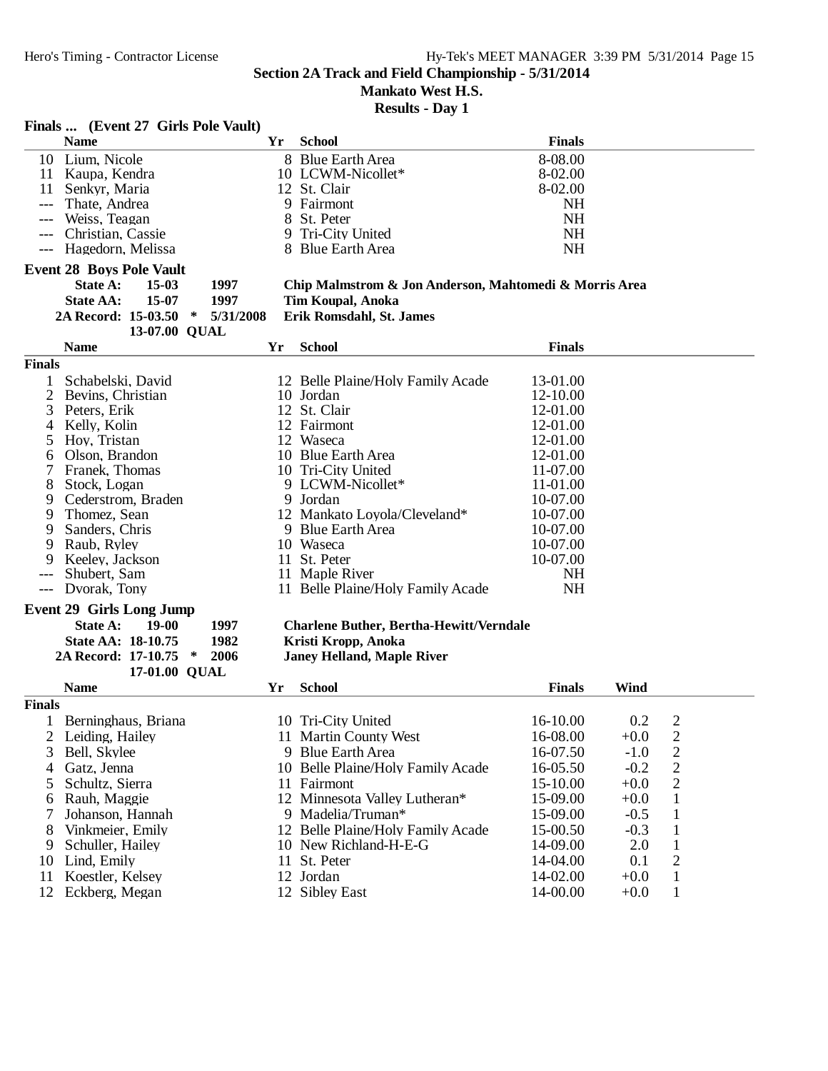## Section 2A Track and Field Championship - 5/31/2014

**Mankato West H.S.**

**Results - Day 1**

### Finals ... (Event 27 Girls Pole Vault)

| | Name | Yr | School | Finals |
|---|---|---|---|---|
| 10 | Lium, Nicole | 8 | Blue Earth Area | 8-08.00 |
| 11 | Kaupa, Kendra | 10 | LCWM-Nicollet* | 8-02.00 |
| 11 | Senkyr, Maria | 12 | St. Clair | 8-02.00 |
| --- | Thate, Andrea | 9 | Fairmont | NH |
| --- | Weiss, Teagan | 8 | St. Peter | NH |
| --- | Christian, Cassie | 9 | Tri-City United | NH |
| --- | Hagedorn, Melissa | 8 | Blue Earth Area | NH |

### Event 28 Boys Pole Vault

| | | | |
|---|---|---|---|
| **State A:** | **15-03** | **1997** | **Chip Malmstrom & Jon Anderson, Mahtomedi & Morris Area** |
| **State AA:** | **15-07** | **1997** | **Tim Koupal, Anoka** |
| **2A Record:** | **15-03.50 \*** | **5/31/2008** | **Erik Romsdahl, St. James** |
| | **13-07.00 QUAL** | | |

**Finals**

| | Name | Yr | School | Finals |
|---|---|---|---|---|
| 1 | Schabelski, David | 12 | Belle Plaine/Holy Family Acade | 13-01.00 |
| 2 | Bevins, Christian | 10 | Jordan | 12-10.00 |
| 3 | Peters, Erik | 12 | St. Clair | 12-01.00 |
| 4 | Kelly, Kolin | 12 | Fairmont | 12-01.00 |
| 5 | Hoy, Tristan | 12 | Waseca | 12-01.00 |
| 6 | Olson, Brandon | 10 | Blue Earth Area | 12-01.00 |
| 7 | Franek, Thomas | 10 | Tri-City United | 11-07.00 |
| 8 | Stock, Logan | 9 | LCWM-Nicollet* | 11-01.00 |
| 9 | Cederstrom, Braden | 9 | Jordan | 10-07.00 |
| 9 | Thomez, Sean | 12 | Mankato Loyola/Cleveland* | 10-07.00 |
| 9 | Sanders, Chris | 9 | Blue Earth Area | 10-07.00 |
| 9 | Raub, Ryley | 10 | Waseca | 10-07.00 |
| 9 | Keeley, Jackson | 11 | St. Peter | 10-07.00 |
| --- | Shubert, Sam | 11 | Maple River | NH |
| --- | Dvorak, Tony | 11 | Belle Plaine/Holy Family Acade | NH |

### Event 29 Girls Long Jump

| | | | |
|---|---|---|---|
| **State A:** | **19-00** | **1997** | **Charlene Buther, Bertha-Hewitt/Verndale** |
| **State AA:** | **18-10.75** | **1982** | **Kristi Kropp, Anoka** |
| **2A Record:** | **17-10.75 \*** | **2006** | **Janey Helland, Maple River** |
| | **17-01.00 QUAL** | | |

**Finals**

| | Name | Yr | School | Finals | Wind | |
|---|---|---|---|---|---|---|
| 1 | Berninghaus, Briana | 10 | Tri-City United | 16-10.00 | 0.2 | 2 |
| 2 | Leiding, Hailey | 11 | Martin County West | 16-08.00 | +0.0 | 2 |
| 3 | Bell, Skylee | 9 | Blue Earth Area | 16-07.50 | -1.0 | 2 |
| 4 | Gatz, Jenna | 10 | Belle Plaine/Holy Family Acade | 16-05.50 | -0.2 | 2 |
| 5 | Schultz, Sierra | 11 | Fairmont | 15-10.00 | +0.0 | 2 |
| 6 | Rauh, Maggie | 12 | Minnesota Valley Lutheran* | 15-09.00 | +0.0 | 1 |
| 7 | Johanson, Hannah | 9 | Madelia/Truman* | 15-09.00 | -0.5 | 1 |
| 8 | Vinkmeier, Emily | 12 | Belle Plaine/Holy Family Acade | 15-00.50 | -0.3 | 1 |
| 9 | Schuller, Hailey | 10 | New Richland-H-E-G | 14-09.00 | 2.0 | 1 |
| 10 | Lind, Emily | 11 | St. Peter | 14-04.00 | 0.1 | 2 |
| 11 | Koestler, Kelsey | 12 | Jordan | 14-02.00 | +0.0 | 1 |
| 12 | Eckberg, Megan | 12 | Sibley East | 14-00.00 | +0.0 | 1 |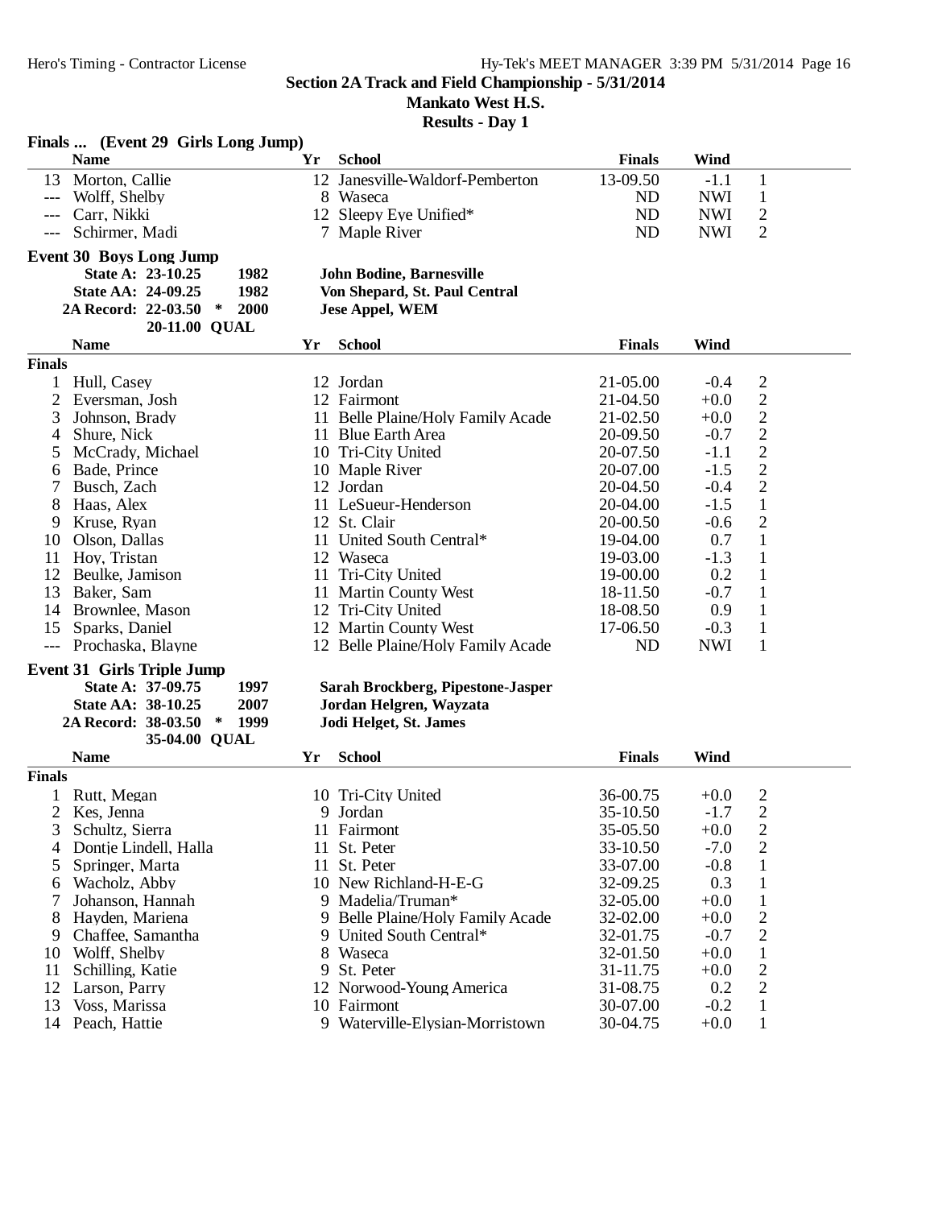## Section 2A Track and Field Championship - 5/31/2014

### Mankato West H.S.

### Results - Day 1

### Finals ... (Event 29 Girls Long Jump)

| | Name | Yr | School | Finals | Wind | |
|---|---|---|---|---|---|---|
| 13 | Morton, Callie | 12 | Janesville-Waldorf-Pemberton | 13-09.50 | -1.1 | 1 |
| --- | Wolff, Shelby | 8 | Waseca | ND | NWI | 1 |
| --- | Carr, Nikki | 12 | Sleepy Eye Unified* | ND | NWI | 2 |
| --- | Schirmer, Madi | 7 | Maple River | ND | NWI | 2 |

### Event 30 Boys Long Jump

**State A: 23-10.25 1982 John Bodine, Barnesville**
**State AA: 24-09.25 1982 Von Shepard, St. Paul Central**
**2A Record: 22-03.50 * 2000 Jese Appel, WEM**
**20-11.00 QUAL**

**Finals**

| | Name | Yr | School | Finals | Wind | |
|---|---|---|---|---|---|---|
| 1 | Hull, Casey | 12 | Jordan | 21-05.00 | -0.4 | 2 |
| 2 | Eversman, Josh | 12 | Fairmont | 21-04.50 | +0.0 | 2 |
| 3 | Johnson, Brady | 11 | Belle Plaine/Holy Family Acade | 21-02.50 | +0.0 | 2 |
| 4 | Shure, Nick | 11 | Blue Earth Area | 20-09.50 | -0.7 | 2 |
| 5 | McCrady, Michael | 10 | Tri-City United | 20-07.50 | -1.1 | 2 |
| 6 | Bade, Prince | 10 | Maple River | 20-07.00 | -1.5 | 2 |
| 7 | Busch, Zach | 12 | Jordan | 20-04.50 | -0.4 | 2 |
| 8 | Haas, Alex | 11 | LeSueur-Henderson | 20-04.00 | -1.5 | 1 |
| 9 | Kruse, Ryan | 12 | St. Clair | 20-00.50 | -0.6 | 2 |
| 10 | Olson, Dallas | 11 | United South Central* | 19-04.00 | 0.7 | 1 |
| 11 | Hoy, Tristan | 12 | Waseca | 19-03.00 | -1.3 | 1 |
| 12 | Beulke, Jamison | 11 | Tri-City United | 19-00.00 | 0.2 | 1 |
| 13 | Baker, Sam | 11 | Martin County West | 18-11.50 | -0.7 | 1 |
| 14 | Brownlee, Mason | 12 | Tri-City United | 18-08.50 | 0.9 | 1 |
| 15 | Sparks, Daniel | 12 | Martin County West | 17-06.50 | -0.3 | 1 |
| --- | Prochaska, Blayne | 12 | Belle Plaine/Holy Family Acade | ND | NWI | 1 |

### Event 31 Girls Triple Jump

**State A: 37-09.75 1997 Sarah Brockberg, Pipestone-Jasper**
**State AA: 38-10.25 2007 Jordan Helgren, Wayzata**
**2A Record: 38-03.50 * 1999 Jodi Helget, St. James**
**35-04.00 QUAL**

**Finals**

| | Name | Yr | School | Finals | Wind | |
|---|---|---|---|---|---|---|
| 1 | Rutt, Megan | 10 | Tri-City United | 36-00.75 | +0.0 | 2 |
| 2 | Kes, Jenna | 9 | Jordan | 35-10.50 | -1.7 | 2 |
| 3 | Schultz, Sierra | 11 | Fairmont | 35-05.50 | +0.0 | 2 |
| 4 | Dontje Lindell, Halla | 11 | St. Peter | 33-10.50 | -7.0 | 2 |
| 5 | Springer, Marta | 11 | St. Peter | 33-07.00 | -0.8 | 1 |
| 6 | Wacholz, Abby | 10 | New Richland-H-E-G | 32-09.25 | 0.3 | 1 |
| 7 | Johanson, Hannah | 9 | Madelia/Truman* | 32-05.00 | +0.0 | 1 |
| 8 | Hayden, Mariena | 9 | Belle Plaine/Holy Family Acade | 32-02.00 | +0.0 | 2 |
| 9 | Chaffee, Samantha | 9 | United South Central* | 32-01.75 | -0.7 | 2 |
| 10 | Wolff, Shelby | 8 | Waseca | 32-01.50 | +0.0 | 1 |
| 11 | Schilling, Katie | 9 | St. Peter | 31-11.75 | +0.0 | 2 |
| 12 | Larson, Parry | 12 | Norwood-Young America | 31-08.75 | 0.2 | 2 |
| 13 | Voss, Marissa | 10 | Fairmont | 30-07.00 | -0.2 | 1 |
| 14 | Peach, Hattie | 9 | Waterville-Elysian-Morristown | 30-04.75 | +0.0 | 1 |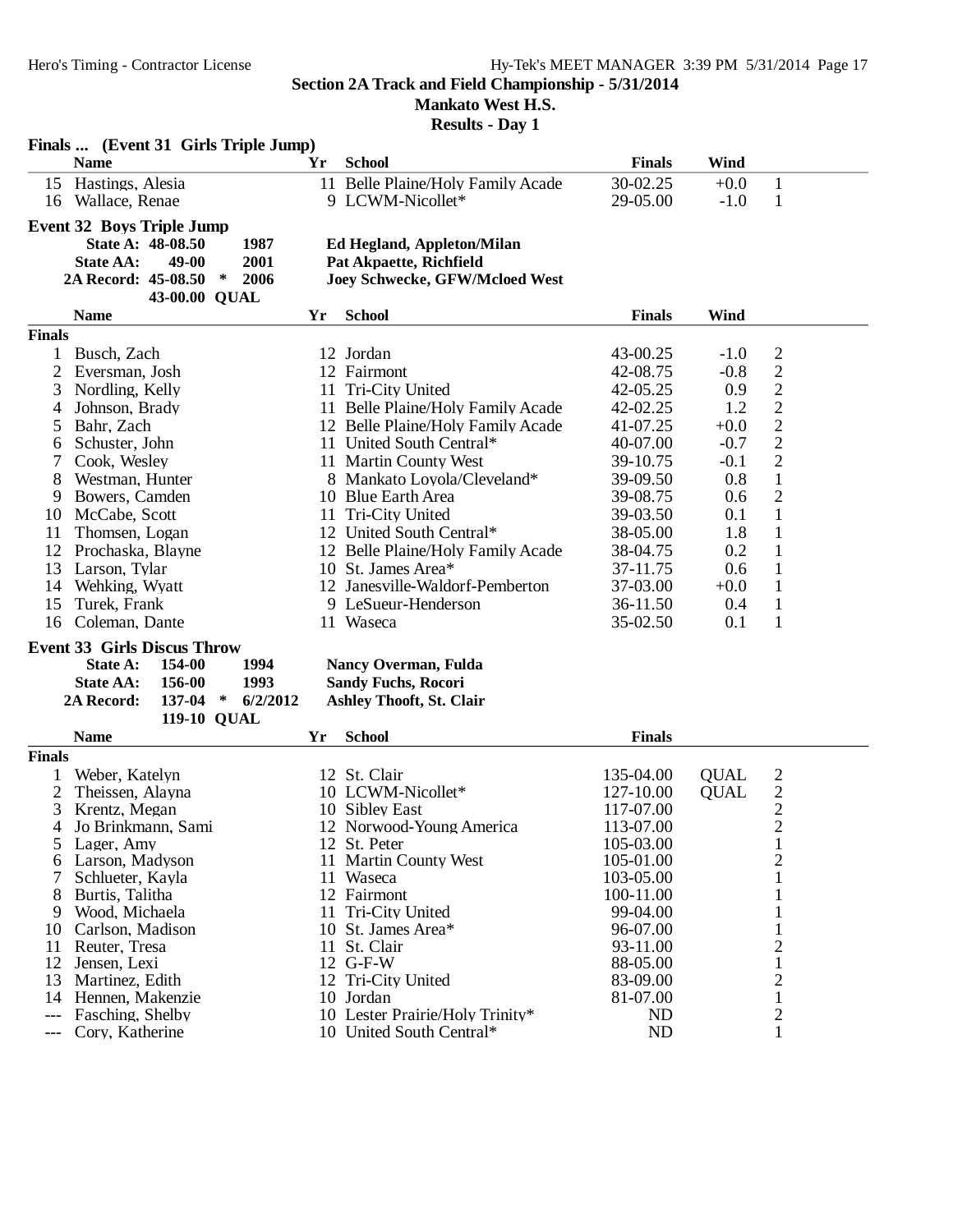## Section 2A Track and Field Championship - 5/31/2014

**Mankato West H.S.**

**Results - Day 1**

### Finals ... (Event 31 Girls Triple Jump)

| | Name | Yr | School | Finals | Wind | |
|---|---|---|---|---|---|---|
| 15 | Hastings, Alesia | 11 | Belle Plaine/Holy Family Acade | 30-02.25 | +0.0 | 1 |
| 16 | Wallace, Renae | 9 | LCWM-Nicollet* | 29-05.00 | -1.0 | 1 |

### Event 32 Boys Triple Jump

| | | | |
|---|---|---|---|
| **State A:** | **48-08.50** | **1987** | **Ed Hegland, Appleton/Milan** |
| **State AA:** | **49-00** | **2001** | **Pat Akpaette, Richfield** |
| **2A Record:** | **45-08.50 \*** | **2006** | **Joey Schwecke, GFW/Mcloed West** |
| | **43-00.00 QUAL** | | |

**Finals**

| | Name | Yr | School | Finals | Wind | |
|---|---|---|---|---|---|---|
| 1 | Busch, Zach | 12 | Jordan | 43-00.25 | -1.0 | 2 |
| 2 | Eversman, Josh | 12 | Fairmont | 42-08.75 | -0.8 | 2 |
| 3 | Nordling, Kelly | 11 | Tri-City United | 42-05.25 | 0.9 | 2 |
| 4 | Johnson, Brady | 11 | Belle Plaine/Holy Family Acade | 42-02.25 | 1.2 | 2 |
| 5 | Bahr, Zach | 12 | Belle Plaine/Holy Family Acade | 41-07.25 | +0.0 | 2 |
| 6 | Schuster, John | 11 | United South Central* | 40-07.00 | -0.7 | 2 |
| 7 | Cook, Wesley | 11 | Martin County West | 39-10.75 | -0.1 | 2 |
| 8 | Westman, Hunter | 8 | Mankato Loyola/Cleveland* | 39-09.50 | 0.8 | 1 |
| 9 | Bowers, Camden | 10 | Blue Earth Area | 39-08.75 | 0.6 | 2 |
| 10 | McCabe, Scott | 11 | Tri-City United | 39-03.50 | 0.1 | 1 |
| 11 | Thomsen, Logan | 12 | United South Central* | 38-05.00 | 1.8 | 1 |
| 12 | Prochaska, Blayne | 12 | Belle Plaine/Holy Family Acade | 38-04.75 | 0.2 | 1 |
| 13 | Larson, Tylar | 10 | St. James Area* | 37-11.75 | 0.6 | 1 |
| 14 | Wehking, Wyatt | 12 | Janesville-Waldorf-Pemberton | 37-03.00 | +0.0 | 1 |
| 15 | Turek, Frank | 9 | LeSueur-Henderson | 36-11.50 | 0.4 | 1 |
| 16 | Coleman, Dante | 11 | Waseca | 35-02.50 | 0.1 | 1 |

### Event 33 Girls Discus Throw

| | | | |
|---|---|---|---|
| **State A:** | **154-00** | **1994** | **Nancy Overman, Fulda** |
| **State AA:** | **156-00** | **1993** | **Sandy Fuchs, Rocori** |
| **2A Record:** | **137-04 \*** | **6/2/2012** | **Ashley Thooft, St. Clair** |
| | **119-10 QUAL** | | |

**Finals**

| | Name | Yr | School | Finals | | |
|---|---|---|---|---|---|---|
| 1 | Weber, Katelyn | 12 | St. Clair | 135-04.00 | QUAL | 2 |
| 2 | Theissen, Alayna | 10 | LCWM-Nicollet* | 127-10.00 | QUAL | 2 |
| 3 | Krentz, Megan | 10 | Sibley East | 117-07.00 | | 2 |
| 4 | Jo Brinkmann, Sami | 12 | Norwood-Young America | 113-07.00 | | 2 |
| 5 | Lager, Amy | 12 | St. Peter | 105-03.00 | | 1 |
| 6 | Larson, Madyson | 11 | Martin County West | 105-01.00 | | 2 |
| 7 | Schlueter, Kayla | 11 | Waseca | 103-05.00 | | 1 |
| 8 | Burtis, Talitha | 12 | Fairmont | 100-11.00 | | 1 |
| 9 | Wood, Michaela | 11 | Tri-City United | 99-04.00 | | 1 |
| 10 | Carlson, Madison | 10 | St. James Area* | 96-07.00 | | 1 |
| 11 | Reuter, Tresa | 11 | St. Clair | 93-11.00 | | 2 |
| 12 | Jensen, Lexi | 12 | G-F-W | 88-05.00 | | 1 |
| 13 | Martinez, Edith | 12 | Tri-City United | 83-09.00 | | 2 |
| 14 | Hennen, Makenzie | 10 | Jordan | 81-07.00 | | 1 |
| --- | Fasching, Shelby | 10 | Lester Prairie/Holy Trinity* | ND | | 2 |
| --- | Cory, Katherine | 10 | United South Central* | ND | | 1 |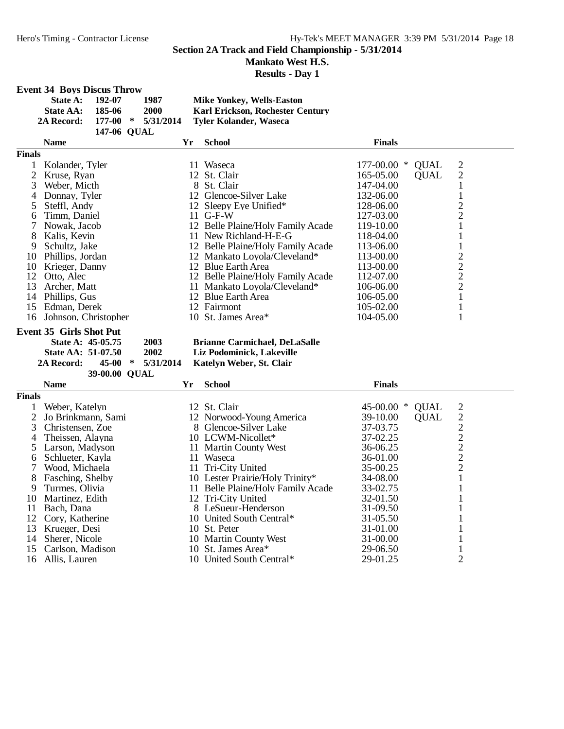## Section 2A Track and Field Championship - 5/31/2014

**Mankato West H.S.**

**Results - Day 1**

### Event 34 Boys Discus Throw

| | | | | |
|---|---|---|---|---|
| **State A:** | **192-07** | | **1987** | **Mike Yonkey, Wells-Easton** |
| **State AA:** | **185-06** | | **2000** | **Karl Erickson, Rochester Century** |
| **2A Record:** | **177-00** | * | **5/31/2014** | **Tyler Kolander, Waseca** |
| | **147-06** | **QUAL** | | |

| | Name | Yr | School | Finals | | | |
|---|---|---|---|---|---|---|---|
| **Finals** | | | | | | | |
| 1 | Kolander, Tyler | 11 | Waseca | 177-00.00 | * | QUAL | 2 |
| 2 | Kruse, Ryan | 12 | St. Clair | 165-05.00 | | QUAL | 2 |
| 3 | Weber, Micth | 8 | St. Clair | 147-04.00 | | | 1 |
| 4 | Donnay, Tyler | 12 | Glencoe-Silver Lake | 132-06.00 | | | 1 |
| 5 | Steffl, Andy | 12 | Sleepy Eye Unified* | 128-06.00 | | | 2 |
| 6 | Timm, Daniel | 11 | G-F-W | 127-03.00 | | | 2 |
| 7 | Nowak, Jacob | 12 | Belle Plaine/Holy Family Acade | 119-10.00 | | | 1 |
| 8 | Kalis, Kevin | 11 | New Richland-H-E-G | 118-04.00 | | | 1 |
| 9 | Schultz, Jake | 12 | Belle Plaine/Holy Family Acade | 113-06.00 | | | 1 |
| 10 | Phillips, Jordan | 12 | Mankato Loyola/Cleveland* | 113-00.00 | | | 2 |
| 10 | Krieger, Danny | 12 | Blue Earth Area | 113-00.00 | | | 2 |
| 12 | Otto, Alec | 12 | Belle Plaine/Holy Family Acade | 112-07.00 | | | 2 |
| 13 | Archer, Matt | 11 | Mankato Loyola/Cleveland* | 106-06.00 | | | 2 |
| 14 | Phillips, Gus | 12 | Blue Earth Area | 106-05.00 | | | 1 |
| 15 | Edman, Derek | 12 | Fairmont | 105-02.00 | | | 1 |
| 16 | Johnson, Christopher | 10 | St. James Area* | 104-05.00 | | | 1 |

### Event 35 Girls Shot Put

| | | | | |
|---|---|---|---|---|
| **State A:** | **45-05.75** | | **2003** | **Brianne Carmichael, DeLaSalle** |
| **State AA:** | **51-07.50** | | **2002** | **Liz Podominick, Lakeville** |
| **2A Record:** | **45-00** | * | **5/31/2014** | **Katelyn Weber, St. Clair** |
| | **39-00.00** | **QUAL** | | |

| | Name | Yr | School | Finals | | | |
|---|---|---|---|---|---|---|---|
| **Finals** | | | | | | | |
| 1 | Weber, Katelyn | 12 | St. Clair | 45-00.00 | * | QUAL | 2 |
| 2 | Jo Brinkmann, Sami | 12 | Norwood-Young America | 39-10.00 | | QUAL | 2 |
| 3 | Christensen, Zoe | 8 | Glencoe-Silver Lake | 37-03.75 | | | 2 |
| 4 | Theissen, Alayna | 10 | LCWM-Nicollet* | 37-02.25 | | | 2 |
| 5 | Larson, Madyson | 11 | Martin County West | 36-06.25 | | | 2 |
| 6 | Schlueter, Kayla | 11 | Waseca | 36-01.00 | | | 2 |
| 7 | Wood, Michaela | 11 | Tri-City United | 35-00.25 | | | 2 |
| 8 | Fasching, Shelby | 10 | Lester Prairie/Holy Trinity* | 34-08.00 | | | 1 |
| 9 | Turmes, Olivia | 11 | Belle Plaine/Holy Family Acade | 33-02.75 | | | 1 |
| 10 | Martinez, Edith | 12 | Tri-City United | 32-01.50 | | | 1 |
| 11 | Bach, Dana | 8 | LeSueur-Henderson | 31-09.50 | | | 1 |
| 12 | Cory, Katherine | 10 | United South Central* | 31-05.50 | | | 1 |
| 13 | Krueger, Desi | 10 | St. Peter | 31-01.00 | | | 1 |
| 14 | Sherer, Nicole | 10 | Martin County West | 31-00.00 | | | 1 |
| 15 | Carlson, Madison | 10 | St. James Area* | 29-06.50 | | | 1 |
| 16 | Allis, Lauren | 10 | United South Central* | 29-01.25 | | | 2 |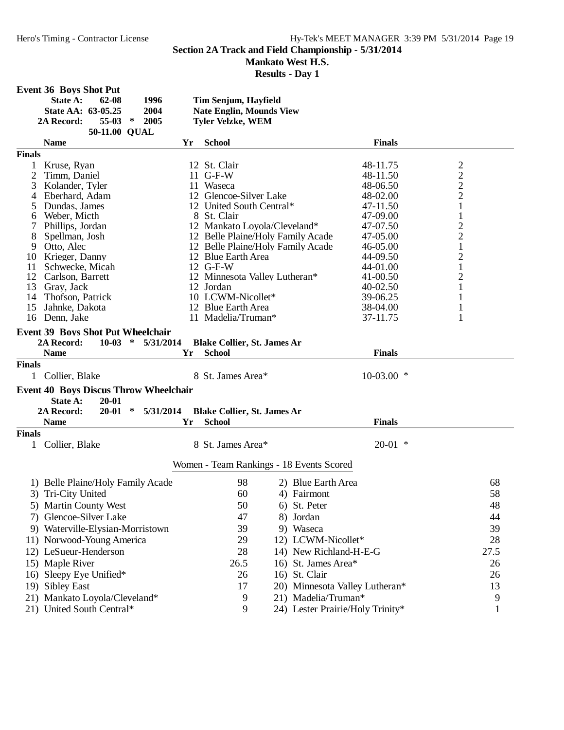Section 2A Track and Field Championship - 5/31/2014
Mankato West H.S.
Results - Day 1

### Event 36 Boys Shot Put

| | | | | |
|---|---|---|---|---|
| State A: | 62-08 | | 1996 | Tim Senjum, Hayfield |
| State AA: | 63-05.25 | | 2004 | Nate Englin, Mounds View |
| 2A Record: | 55-03 | * | 2005 | Tyler Velzke, WEM |
| | 50-11.00 | QUAL | | |

**Finals**

| | Name | Yr | School | Finals | |
|---|---|---|---|---|---|
| 1 | Kruse, Ryan | 12 | St. Clair | 48-11.75 | 2 |
| 2 | Timm, Daniel | 11 | G-F-W | 48-11.50 | 2 |
| 3 | Kolander, Tyler | 11 | Waseca | 48-06.50 | 2 |
| 4 | Eberhard, Adam | 12 | Glencoe-Silver Lake | 48-02.00 | 2 |
| 5 | Dundas, James | 12 | United South Central* | 47-11.50 | 1 |
| 6 | Weber, Micth | 8 | St. Clair | 47-09.00 | 1 |
| 7 | Phillips, Jordan | 12 | Mankato Loyola/Cleveland* | 47-07.50 | 2 |
| 8 | Spellman, Josh | 12 | Belle Plaine/Holy Family Acade | 47-05.00 | 2 |
| 9 | Otto, Alec | 12 | Belle Plaine/Holy Family Acade | 46-05.00 | 1 |
| 10 | Krieger, Danny | 12 | Blue Earth Area | 44-09.50 | 2 |
| 11 | Schwecke, Micah | 12 | G-F-W | 44-01.00 | 1 |
| 12 | Carlson, Barrett | 12 | Minnesota Valley Lutheran* | 41-00.50 | 2 |
| 13 | Gray, Jack | 12 | Jordan | 40-02.50 | 1 |
| 14 | Thofson, Patrick | 10 | LCWM-Nicollet* | 39-06.25 | 1 |
| 15 | Jahnke, Dakota | 12 | Blue Earth Area | 38-04.00 | 1 |
| 16 | Denn, Jake | 11 | Madelia/Truman* | 37-11.75 | 1 |

### Event 39 Boys Shot Put Wheelchair

2A Record: 10-03 * 5/31/2014 Blake Collier, St. James Ar

**Finals**

| | Name | Yr | School | Finals |
|---|---|---|---|---|
| 1 | Collier, Blake | 8 | St. James Area* | 10-03.00 * |

### Event 40 Boys Discus Throw Wheelchair

State A: 20-01
2A Record: 20-01 * 5/31/2014 Blake Collier, St. James Ar

**Finals**

| | Name | Yr | School | Finals |
|---|---|---|---|---|
| 1 | Collier, Blake | 8 | St. James Area* | 20-01 * |

### Women - Team Rankings - 18 Events Scored

| Place | Team | Points | Place | Team | Points |
|---|---|---|---|---|---|
| 1) | Belle Plaine/Holy Family Acade | 98 | 2) | Blue Earth Area | 68 |
| 3) | Tri-City United | 60 | 4) | Fairmont | 58 |
| 5) | Martin County West | 50 | 6) | St. Peter | 48 |
| 7) | Glencoe-Silver Lake | 47 | 8) | Jordan | 44 |
| 9) | Waterville-Elysian-Morristown | 39 | 9) | Waseca | 39 |
| 11) | Norwood-Young America | 29 | 12) | LCWM-Nicollet* | 28 |
| 12) | LeSueur-Henderson | 28 | 14) | New Richland-H-E-G | 27.5 |
| 15) | Maple River | 26.5 | 16) | St. James Area* | 26 |
| 16) | Sleepy Eye Unified* | 26 | 16) | St. Clair | 26 |
| 19) | Sibley East | 17 | 20) | Minnesota Valley Lutheran* | 13 |
| 21) | Mankato Loyola/Cleveland* | 9 | 21) | Madelia/Truman* | 9 |
| 21) | United South Central* | 9 | 24) | Lester Prairie/Holy Trinity* | 1 |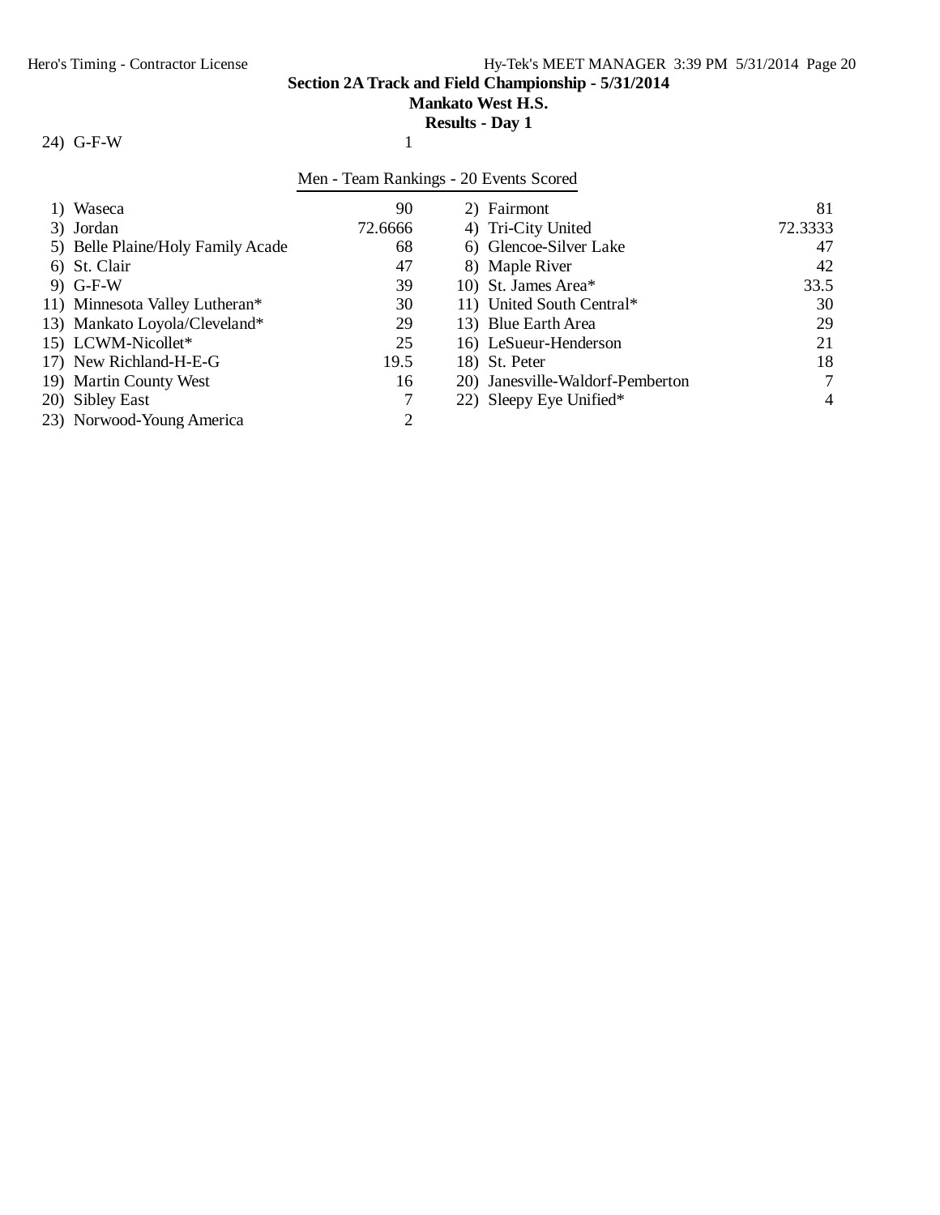24) G-F-W 1

## Men - Team Rankings - 20 Events Scored

| | | | |
|---|---|---|---|
| 1) Waseca | 90 | 2) Fairmont | 81 |
| 3) Jordan | 72.6666 | 4) Tri-City United | 72.3333 |
| 5) Belle Plaine/Holy Family Acade | 68 | 6) Glencoe-Silver Lake | 47 |
| 6) St. Clair | 47 | 8) Maple River | 42 |
| 9) G-F-W | 39 | 10) St. James Area* | 33.5 |
| 11) Minnesota Valley Lutheran* | 30 | 11) United South Central* | 30 |
| 13) Mankato Loyola/Cleveland* | 29 | 13) Blue Earth Area | 29 |
| 15) LCWM-Nicollet* | 25 | 16) LeSueur-Henderson | 21 |
| 17) New Richland-H-E-G | 19.5 | 18) St. Peter | 18 |
| 19) Martin County West | 16 | 20) Janesville-Waldorf-Pemberton | 7 |
| 20) Sibley East | 7 | 22) Sleepy Eye Unified* | 4 |
| 23) Norwood-Young America | 2 | | |